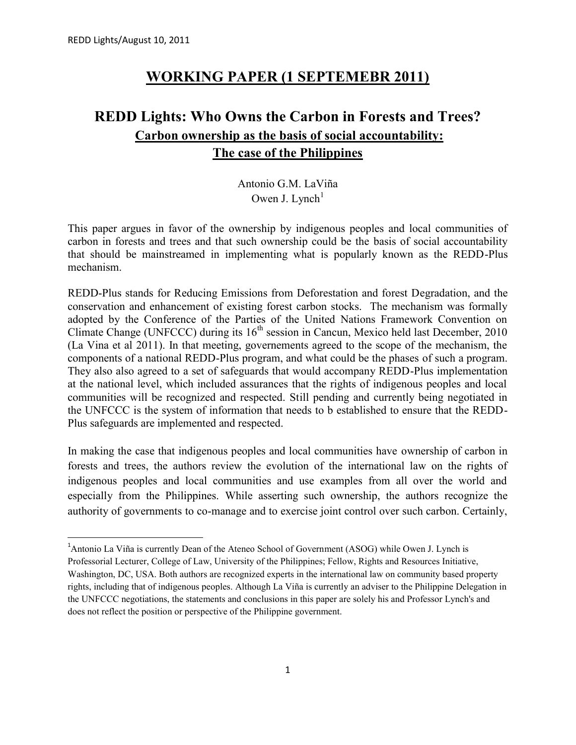# WORKING PAPER (1 SEPTEMEBR 2011)

## REDD Lights: Who Owns the Carbon in Forests and Trees?

### Carbon ownership as the basis of social accountability: The case of the Philippines

Antonio G.M. LaViña
Owen J. Lynch[1]

This paper argues in favor of the ownership by indigenous peoples and local communities of carbon in forests and trees and that such ownership could be the basis of social accountability that should be mainstreamed in implementing what is popularly known as the REDD-Plus mechanism.

REDD-Plus stands for Reducing Emissions from Deforestation and forest Degradation, and the conservation and enhancement of existing forest carbon stocks. The mechanism was formally adopted by the Conference of the Parties of the United Nations Framework Convention on Climate Change (UNFCCC) during its 16th session in Cancun, Mexico held last December, 2010 (La Vina et al 2011). In that meeting, governements agreed to the scope of the mechanism, the components of a national REDD-Plus program, and what could be the phases of such a program. They also also agreed to a set of safeguards that would accompany REDD-Plus implementation at the national level, which included assurances that the rights of indigenous peoples and local communities will be recognized and respected. Still pending and currently being negotiated in the UNFCCC is the system of information that needs to b established to ensure that the REDD-Plus safeguards are implemented and respected.

In making the case that indigenous peoples and local communities have ownership of carbon in forests and trees, the authors review the evolution of the international law on the rights of indigenous peoples and local communities and use examples from all over the world and especially from the Philippines. While asserting such ownership, the authors recognize the authority of governments to co-manage and to exercise joint control over such carbon. Certainly,

---

[1] Antonio La Viña is currently Dean of the Ateneo School of Government (ASOG) while Owen J. Lynch is Professorial Lecturer, College of Law, University of the Philippines; Fellow, Rights and Resources Initiative, Washington, DC, USA. Both authors are recognized experts in the international law on community based property rights, including that of indigenous peoples. Although La Viña is currently an adviser to the Philippine Delegation in the UNFCCC negotiations, the statements and conclusions in this paper are solely his and Professor Lynch's and does not reflect the position or perspective of the Philippine government.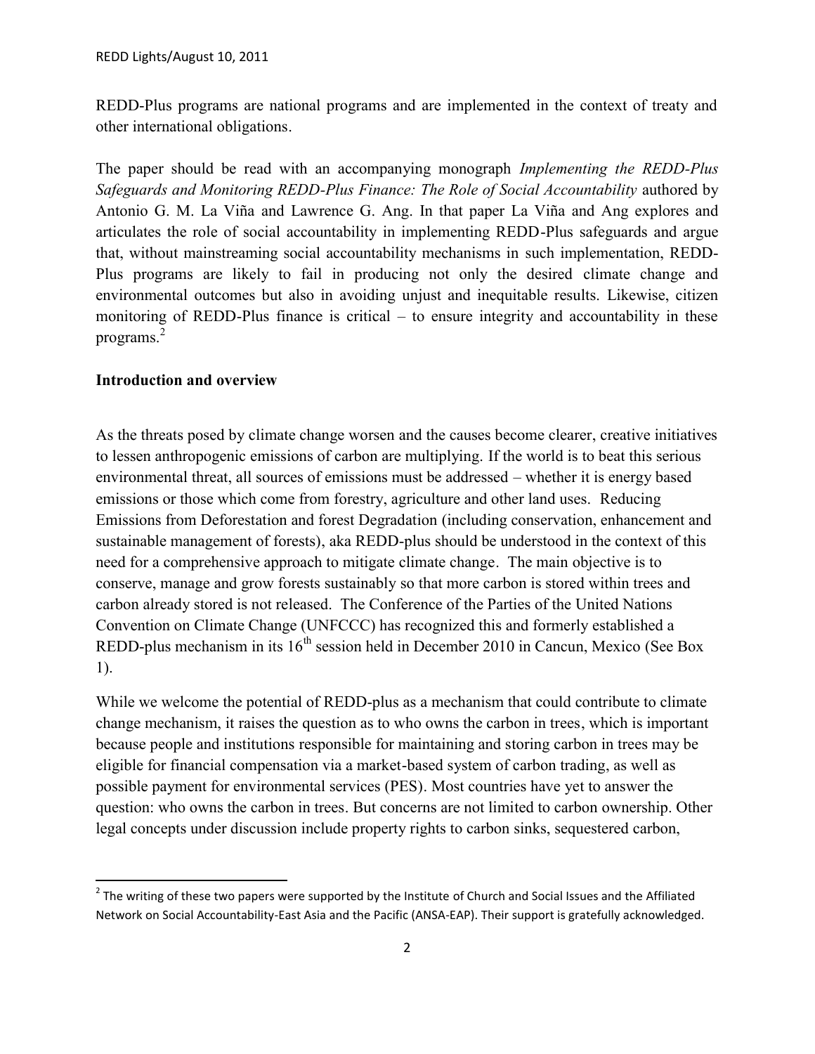REDD-Plus programs are national programs and are implemented in the context of treaty and other international obligations.

The paper should be read with an accompanying monograph *Implementing the REDD-Plus Safeguards and Monitoring REDD-Plus Finance: The Role of Social Accountability* authored by Antonio G. M. La Viña and Lawrence G. Ang. In that paper La Viña and Ang explores and articulates the role of social accountability in implementing REDD-Plus safeguards and argue that, without mainstreaming social accountability mechanisms in such implementation, REDD-Plus programs are likely to fail in producing not only the desired climate change and environmental outcomes but also in avoiding unjust and inequitable results. Likewise, citizen monitoring of REDD-Plus finance is critical – to ensure integrity and accountability in these programs.[2]

**Introduction and overview**

As the threats posed by climate change worsen and the causes become clearer, creative initiatives to lessen anthropogenic emissions of carbon are multiplying. If the world is to beat this serious environmental threat, all sources of emissions must be addressed – whether it is energy based emissions or those which come from forestry, agriculture and other land uses. Reducing Emissions from Deforestation and forest Degradation (including conservation, enhancement and sustainable management of forests), aka REDD-plus should be understood in the context of this need for a comprehensive approach to mitigate climate change. The main objective is to conserve, manage and grow forests sustainably so that more carbon is stored within trees and carbon already stored is not released. The Conference of the Parties of the United Nations Convention on Climate Change (UNFCCC) has recognized this and formerly established a REDD-plus mechanism in its 16th session held in December 2010 in Cancun, Mexico (See Box 1).

While we welcome the potential of REDD-plus as a mechanism that could contribute to climate change mechanism, it raises the question as to who owns the carbon in trees, which is important because people and institutions responsible for maintaining and storing carbon in trees may be eligible for financial compensation via a market-based system of carbon trading, as well as possible payment for environmental services (PES). Most countries have yet to answer the question: who owns the carbon in trees. But concerns are not limited to carbon ownership. Other legal concepts under discussion include property rights to carbon sinks, sequestered carbon,

[2] The writing of these two papers were supported by the Institute of Church and Social Issues and the Affiliated Network on Social Accountability-East Asia and the Pacific (ANSA-EAP). Their support is gratefully acknowledged.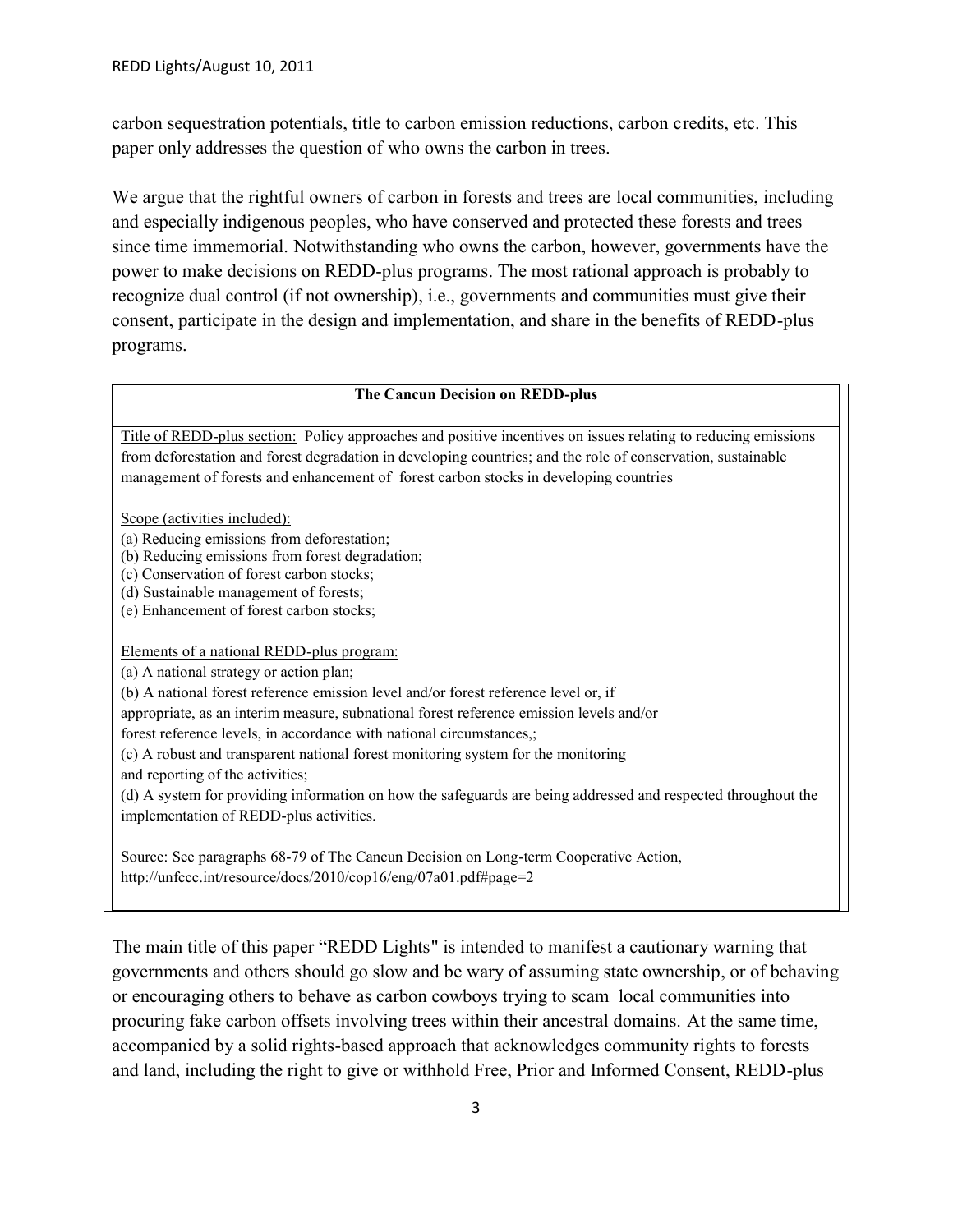carbon sequestration potentials, title to carbon emission reductions, carbon credits, etc. This paper only addresses the question of who owns the carbon in trees.

We argue that the rightful owners of carbon in forests and trees are local communities, including and especially indigenous peoples, who have conserved and protected these forests and trees since time immemorial. Notwithstanding who owns the carbon, however, governments have the power to make decisions on REDD-plus programs. The most rational approach is probably to recognize dual control (if not ownership), i.e., governments and communities must give their consent, participate in the design and implementation, and share in the benefits of REDD-plus programs.

| **The Cancun Decision on REDD-plus** |
|---|
| Title of REDD-plus section: Policy approaches and positive incentives on issues relating to reducing emissions from deforestation and forest degradation in developing countries; and the role of conservation, sustainable management of forests and enhancement of forest carbon stocks in developing countries<br><br>Scope (activities included):<br>(a) Reducing emissions from deforestation;<br>(b) Reducing emissions from forest degradation;<br>(c) Conservation of forest carbon stocks;<br>(d) Sustainable management of forests;<br>(e) Enhancement of forest carbon stocks;<br><br>Elements of a national REDD-plus program:<br>(a) A national strategy or action plan;<br>(b) A national forest reference emission level and/or forest reference level or, if appropriate, as an interim measure, subnational forest reference emission levels and/or forest reference levels, in accordance with national circumstances,;<br>(c) A robust and transparent national forest monitoring system for the monitoring and reporting of the activities;<br>(d) A system for providing information on how the safeguards are being addressed and respected throughout the implementation of REDD-plus activities.<br><br>Source: See paragraphs 68-79 of The Cancun Decision on Long-term Cooperative Action, http://unfccc.int/resource/docs/2010/cop16/eng/07a01.pdf#page=2 |

The main title of this paper "REDD Lights" is intended to manifest a cautionary warning that governments and others should go slow and be wary of assuming state ownership, or of behaving or encouraging others to behave as carbon cowboys trying to scam local communities into procuring fake carbon offsets involving trees within their ancestral domains. At the same time, accompanied by a solid rights-based approach that acknowledges community rights to forests and land, including the right to give or withhold Free, Prior and Informed Consent, REDD-plus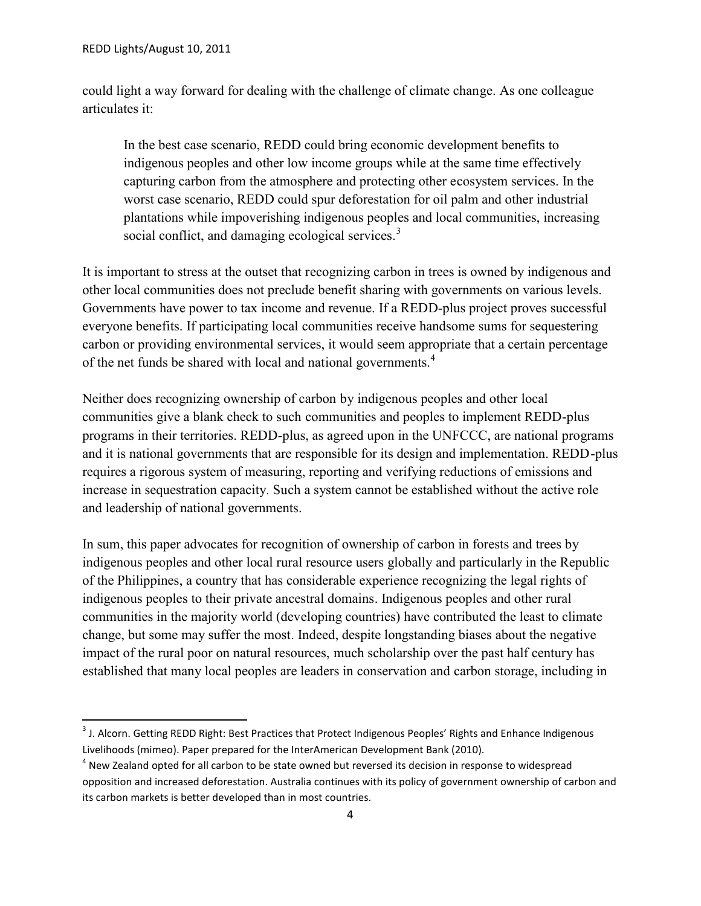could light a way forward for dealing with the challenge of climate change. As one colleague articulates it:

> In the best case scenario, REDD could bring economic development benefits to indigenous peoples and other low income groups while at the same time effectively capturing carbon from the atmosphere and protecting other ecosystem services. In the worst case scenario, REDD could spur deforestation for oil palm and other industrial plantations while impoverishing indigenous peoples and local communities, increasing social conflict, and damaging ecological services.[3]

It is important to stress at the outset that recognizing carbon in trees is owned by indigenous and other local communities does not preclude benefit sharing with governments on various levels. Governments have power to tax income and revenue. If a REDD-plus project proves successful everyone benefits. If participating local communities receive handsome sums for sequestering carbon or providing environmental services, it would seem appropriate that a certain percentage of the net funds be shared with local and national governments.[4]

Neither does recognizing ownership of carbon by indigenous peoples and other local communities give a blank check to such communities and peoples to implement REDD-plus programs in their territories. REDD-plus, as agreed upon in the UNFCCC, are national programs and it is national governments that are responsible for its design and implementation. REDD-plus requires a rigorous system of measuring, reporting and verifying reductions of emissions and increase in sequestration capacity. Such a system cannot be established without the active role and leadership of national governments.

In sum, this paper advocates for recognition of ownership of carbon in forests and trees by indigenous peoples and other local rural resource users globally and particularly in the Republic of the Philippines, a country that has considerable experience recognizing the legal rights of indigenous peoples to their private ancestral domains. Indigenous peoples and other rural communities in the majority world (developing countries) have contributed the least to climate change, but some may suffer the most. Indeed, despite longstanding biases about the negative impact of the rural poor on natural resources, much scholarship over the past half century has established that many local peoples are leaders in conservation and carbon storage, including in

---

[3] J. Alcorn. Getting REDD Right: Best Practices that Protect Indigenous Peoples' Rights and Enhance Indigenous Livelihoods (mimeo). Paper prepared for the InterAmerican Development Bank (2010).

[4] New Zealand opted for all carbon to be state owned but reversed its decision in response to widespread opposition and increased deforestation. Australia continues with its policy of government ownership of carbon and its carbon markets is better developed than in most countries.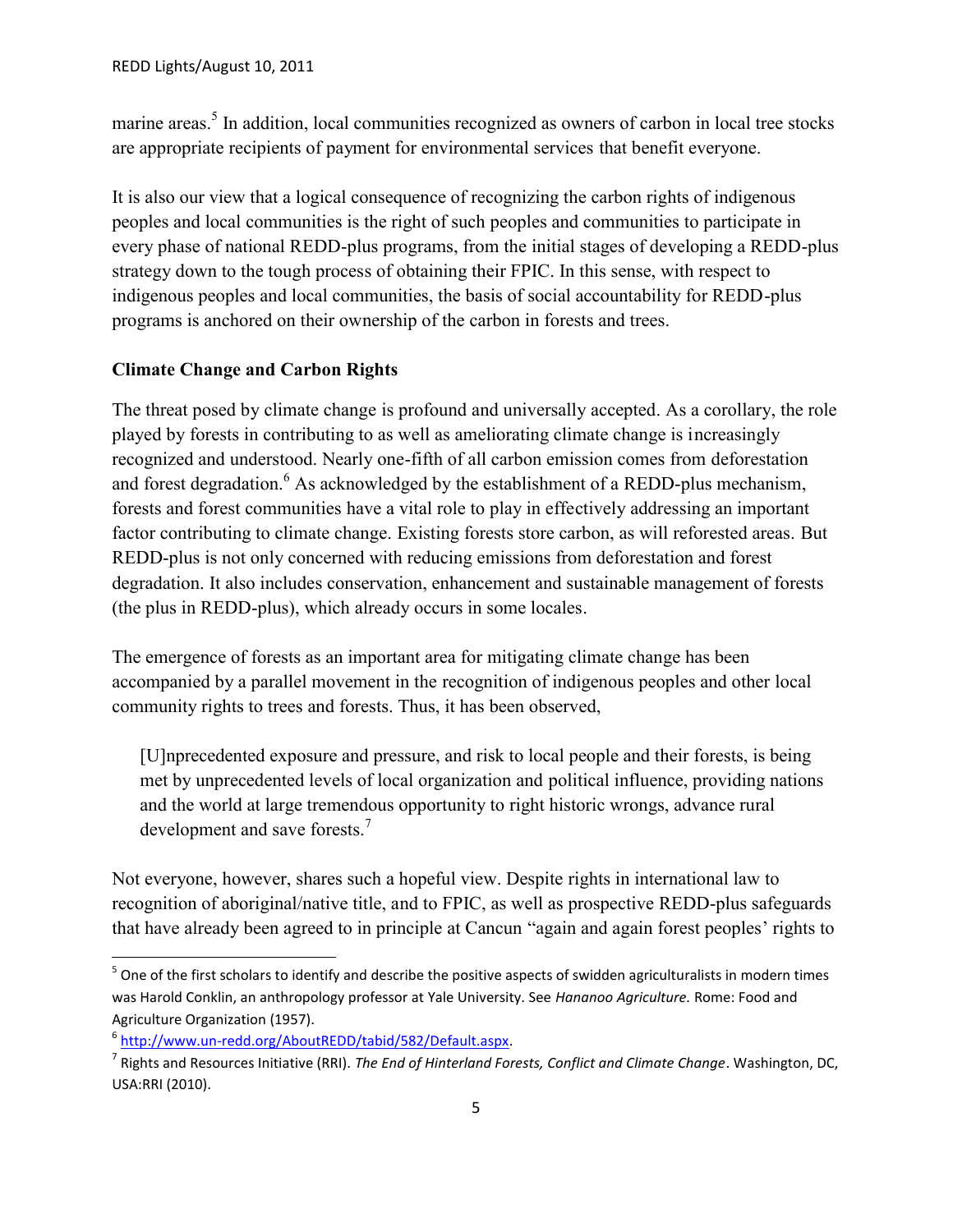marine areas.[5] In addition, local communities recognized as owners of carbon in local tree stocks are appropriate recipients of payment for environmental services that benefit everyone.

It is also our view that a logical consequence of recognizing the carbon rights of indigenous peoples and local communities is the right of such peoples and communities to participate in every phase of national REDD-plus programs, from the initial stages of developing a REDD-plus strategy down to the tough process of obtaining their FPIC. In this sense, with respect to indigenous peoples and local communities, the basis of social accountability for REDD-plus programs is anchored on their ownership of the carbon in forests and trees.

**Climate Change and Carbon Rights**

The threat posed by climate change is profound and universally accepted. As a corollary, the role played by forests in contributing to as well as ameliorating climate change is increasingly recognized and understood. Nearly one-fifth of all carbon emission comes from deforestation and forest degradation.[6] As acknowledged by the establishment of a REDD-plus mechanism, forests and forest communities have a vital role to play in effectively addressing an important factor contributing to climate change. Existing forests store carbon, as will reforested areas. But REDD-plus is not only concerned with reducing emissions from deforestation and forest degradation. It also includes conservation, enhancement and sustainable management of forests (the plus in REDD-plus), which already occurs in some locales.

The emergence of forests as an important area for mitigating climate change has been accompanied by a parallel movement in the recognition of indigenous peoples and other local community rights to trees and forests. Thus, it has been observed,

> [U]nprecedented exposure and pressure, and risk to local people and their forests, is being met by unprecedented levels of local organization and political influence, providing nations and the world at large tremendous opportunity to right historic wrongs, advance rural development and save forests.[7]

Not everyone, however, shares such a hopeful view. Despite rights in international law to recognition of aboriginal/native title, and to FPIC, as well as prospective REDD-plus safeguards that have already been agreed to in principle at Cancun "again and again forest peoples' rights to

---

[5] One of the first scholars to identify and describe the positive aspects of swidden agriculturalists in modern times was Harold Conklin, an anthropology professor at Yale University. See *Hananoo Agriculture.* Rome: Food and Agriculture Organization (1957).

[6] http://www.un-redd.org/AboutREDD/tabid/582/Default.aspx.

[7] Rights and Resources Initiative (RRI). *The End of Hinterland Forests, Conflict and Climate Change*. Washington, DC, USA:RRI (2010).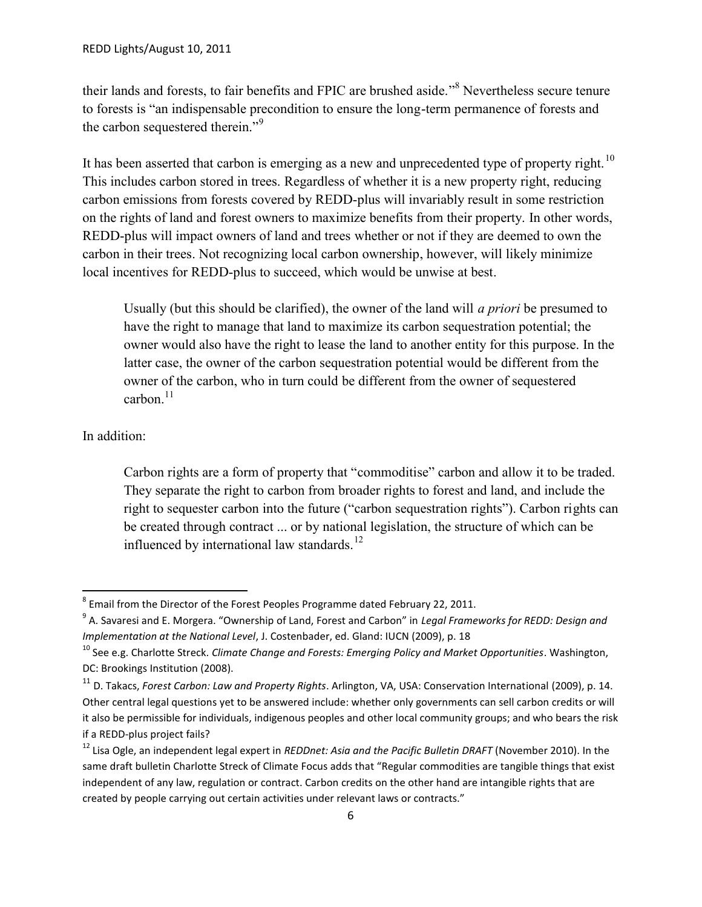their lands and forests, to fair benefits and FPIC are brushed aside."[8] Nevertheless secure tenure to forests is "an indispensable precondition to ensure the long-term permanence of forests and the carbon sequestered therein."[9]

It has been asserted that carbon is emerging as a new and unprecedented type of property right.[10] This includes carbon stored in trees. Regardless of whether it is a new property right, reducing carbon emissions from forests covered by REDD-plus will invariably result in some restriction on the rights of land and forest owners to maximize benefits from their property. In other words, REDD-plus will impact owners of land and trees whether or not if they are deemed to own the carbon in their trees. Not recognizing local carbon ownership, however, will likely minimize local incentives for REDD-plus to succeed, which would be unwise at best.

> Usually (but this should be clarified), the owner of the land will *a priori* be presumed to have the right to manage that land to maximize its carbon sequestration potential; the owner would also have the right to lease the land to another entity for this purpose. In the latter case, the owner of the carbon sequestration potential would be different from the owner of the carbon, who in turn could be different from the owner of sequestered carbon.[11]

In addition:

> Carbon rights are a form of property that "commoditise" carbon and allow it to be traded. They separate the right to carbon from broader rights to forest and land, and include the right to sequester carbon into the future ("carbon sequestration rights"). Carbon rights can be created through contract ... or by national legislation, the structure of which can be influenced by international law standards.[12]

---

[8] Email from the Director of the Forest Peoples Programme dated February 22, 2011.

[9] A. Savaresi and E. Morgera. "Ownership of Land, Forest and Carbon" in *Legal Frameworks for REDD: Design and Implementation at the National Level*, J. Costenbader, ed. Gland: IUCN (2009), p. 18

[10] See e.g. Charlotte Streck. *Climate Change and Forests: Emerging Policy and Market Opportunities*. Washington, DC: Brookings Institution (2008).

[11] D. Takacs, *Forest Carbon: Law and Property Rights*. Arlington, VA, USA: Conservation International (2009), p. 14. Other central legal questions yet to be answered include: whether only governments can sell carbon credits or will it also be permissible for individuals, indigenous peoples and other local community groups; and who bears the risk if a REDD-plus project fails?

[12] Lisa Ogle, an independent legal expert in *REDDnet: Asia and the Pacific Bulletin DRAFT* (November 2010). In the same draft bulletin Charlotte Streck of Climate Focus adds that "Regular commodities are tangible things that exist independent of any law, regulation or contract. Carbon credits on the other hand are intangible rights that are created by people carrying out certain activities under relevant laws or contracts."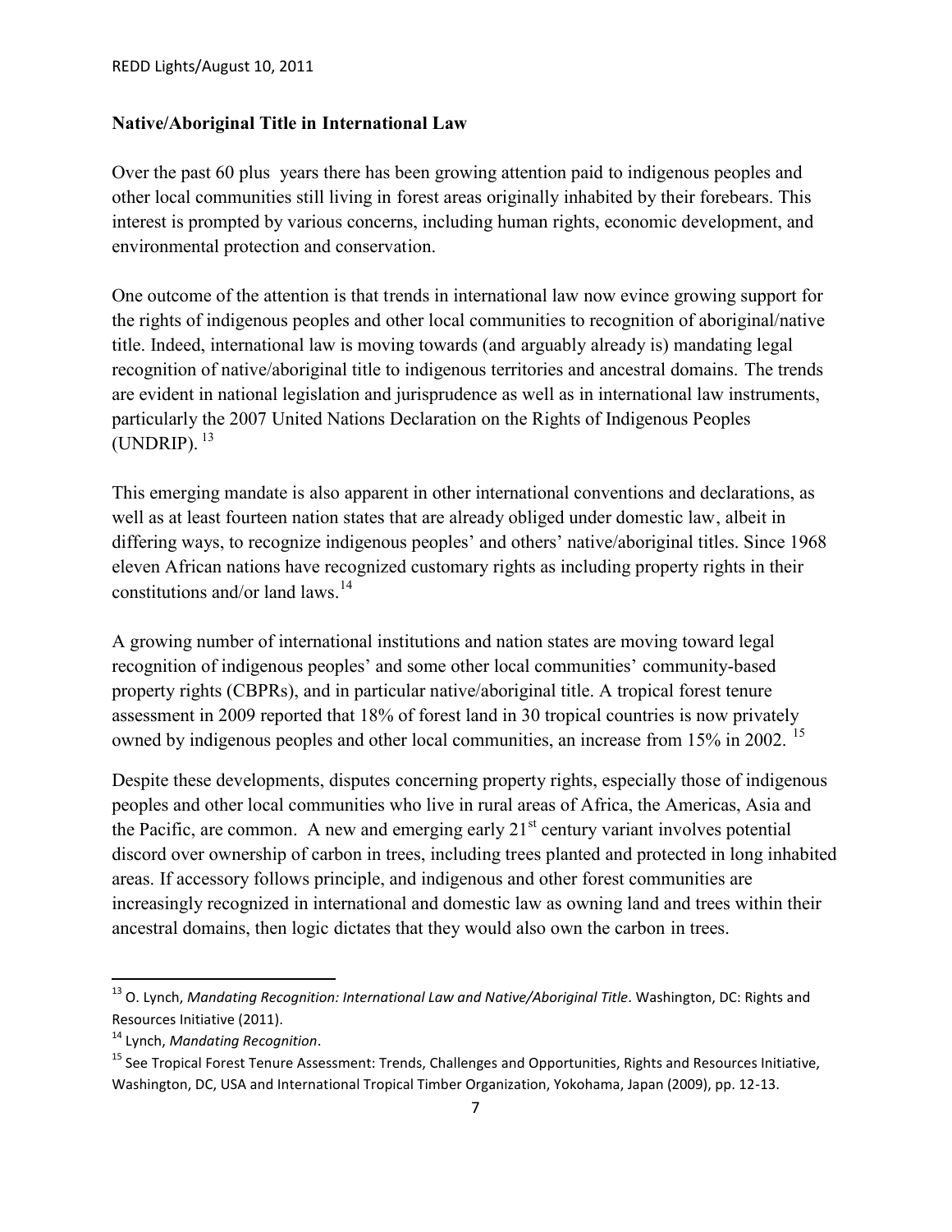**Native/Aboriginal Title in International Law**

Over the past 60 plus years there has been growing attention paid to indigenous peoples and other local communities still living in forest areas originally inhabited by their forebears. This interest is prompted by various concerns, including human rights, economic development, and environmental protection and conservation.

One outcome of the attention is that trends in international law now evince growing support for the rights of indigenous peoples and other local communities to recognition of aboriginal/native title. Indeed, international law is moving towards (and arguably already is) mandating legal recognition of native/aboriginal title to indigenous territories and ancestral domains. The trends are evident in national legislation and jurisprudence as well as in international law instruments, particularly the 2007 United Nations Declaration on the Rights of Indigenous Peoples (UNDRIP). [13]

This emerging mandate is also apparent in other international conventions and declarations, as well as at least fourteen nation states that are already obliged under domestic law, albeit in differing ways, to recognize indigenous peoples' and others' native/aboriginal titles. Since 1968 eleven African nations have recognized customary rights as including property rights in their constitutions and/or land laws.[14]

A growing number of international institutions and nation states are moving toward legal recognition of indigenous peoples' and some other local communities' community-based property rights (CBPRs), and in particular native/aboriginal title. A tropical forest tenure assessment in 2009 reported that 18% of forest land in 30 tropical countries is now privately owned by indigenous peoples and other local communities, an increase from 15% in 2002. [15]

Despite these developments, disputes concerning property rights, especially those of indigenous peoples and other local communities who live in rural areas of Africa, the Americas, Asia and the Pacific, are common. A new and emerging early 21st century variant involves potential discord over ownership of carbon in trees, including trees planted and protected in long inhabited areas. If accessory follows principle, and indigenous and other forest communities are increasingly recognized in international and domestic law as owning land and trees within their ancestral domains, then logic dictates that they would also own the carbon in trees.

---

[13] O. Lynch, *Mandating Recognition: International Law and Native/Aboriginal Title*. Washington, DC: Rights and Resources Initiative (2011).

[14] Lynch, *Mandating Recognition*.

[15] See Tropical Forest Tenure Assessment: Trends, Challenges and Opportunities, Rights and Resources Initiative, Washington, DC, USA and International Tropical Timber Organization, Yokohama, Japan (2009), pp. 12-13.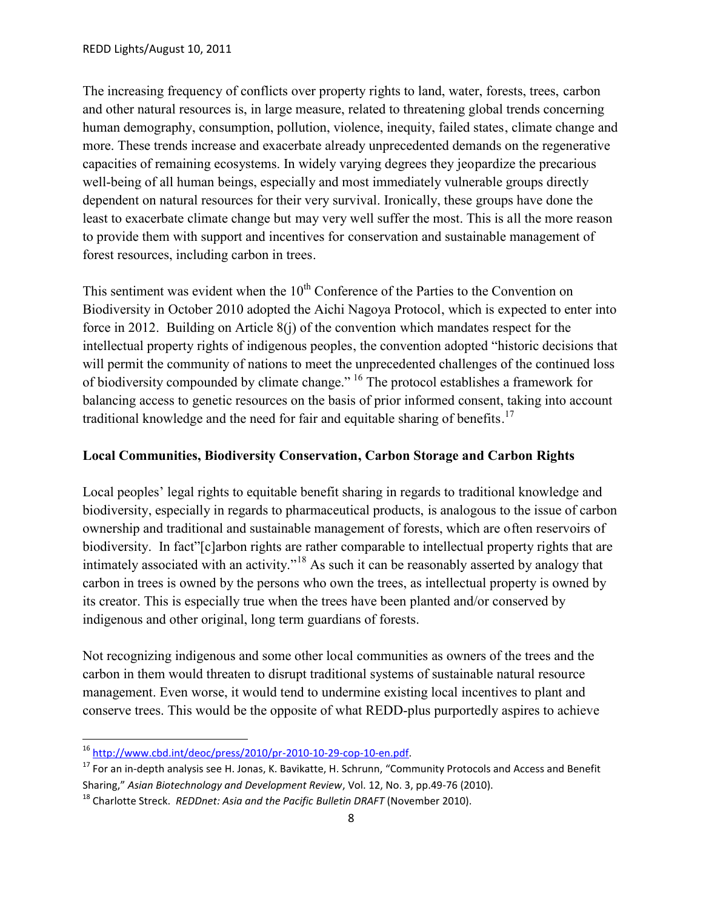The increasing frequency of conflicts over property rights to land, water, forests, trees, carbon and other natural resources is, in large measure, related to threatening global trends concerning human demography, consumption, pollution, violence, inequity, failed states, climate change and more. These trends increase and exacerbate already unprecedented demands on the regenerative capacities of remaining ecosystems. In widely varying degrees they jeopardize the precarious well-being of all human beings, especially and most immediately vulnerable groups directly dependent on natural resources for their very survival. Ironically, these groups have done the least to exacerbate climate change but may very well suffer the most. This is all the more reason to provide them with support and incentives for conservation and sustainable management of forest resources, including carbon in trees.

This sentiment was evident when the 10th Conference of the Parties to the Convention on Biodiversity in October 2010 adopted the Aichi Nagoya Protocol, which is expected to enter into force in 2012. Building on Article 8(j) of the convention which mandates respect for the intellectual property rights of indigenous peoples, the convention adopted "historic decisions that will permit the community of nations to meet the unprecedented challenges of the continued loss of biodiversity compounded by climate change." [16] The protocol establishes a framework for balancing access to genetic resources on the basis of prior informed consent, taking into account traditional knowledge and the need for fair and equitable sharing of benefits.[17]

**Local Communities, Biodiversity Conservation, Carbon Storage and Carbon Rights**

Local peoples' legal rights to equitable benefit sharing in regards to traditional knowledge and biodiversity, especially in regards to pharmaceutical products, is analogous to the issue of carbon ownership and traditional and sustainable management of forests, which are often reservoirs of biodiversity. In fact"[c]arbon rights are rather comparable to intellectual property rights that are intimately associated with an activity."[18] As such it can be reasonably asserted by analogy that carbon in trees is owned by the persons who own the trees, as intellectual property is owned by its creator. This is especially true when the trees have been planted and/or conserved by indigenous and other original, long term guardians of forests.

Not recognizing indigenous and some other local communities as owners of the trees and the carbon in them would threaten to disrupt traditional systems of sustainable natural resource management. Even worse, it would tend to undermine existing local incentives to plant and conserve trees. This would be the opposite of what REDD-plus purportedly aspires to achieve

---

[16] http://www.cbd.int/deoc/press/2010/pr-2010-10-29-cop-10-en.pdf.

[17] For an in-depth analysis see H. Jonas, K. Bavikatte, H. Schrunn, "Community Protocols and Access and Benefit Sharing," *Asian Biotechnology and Development Review*, Vol. 12, No. 3, pp.49-76 (2010).

[18] Charlotte Streck. *REDDnet: Asia and the Pacific Bulletin DRAFT* (November 2010).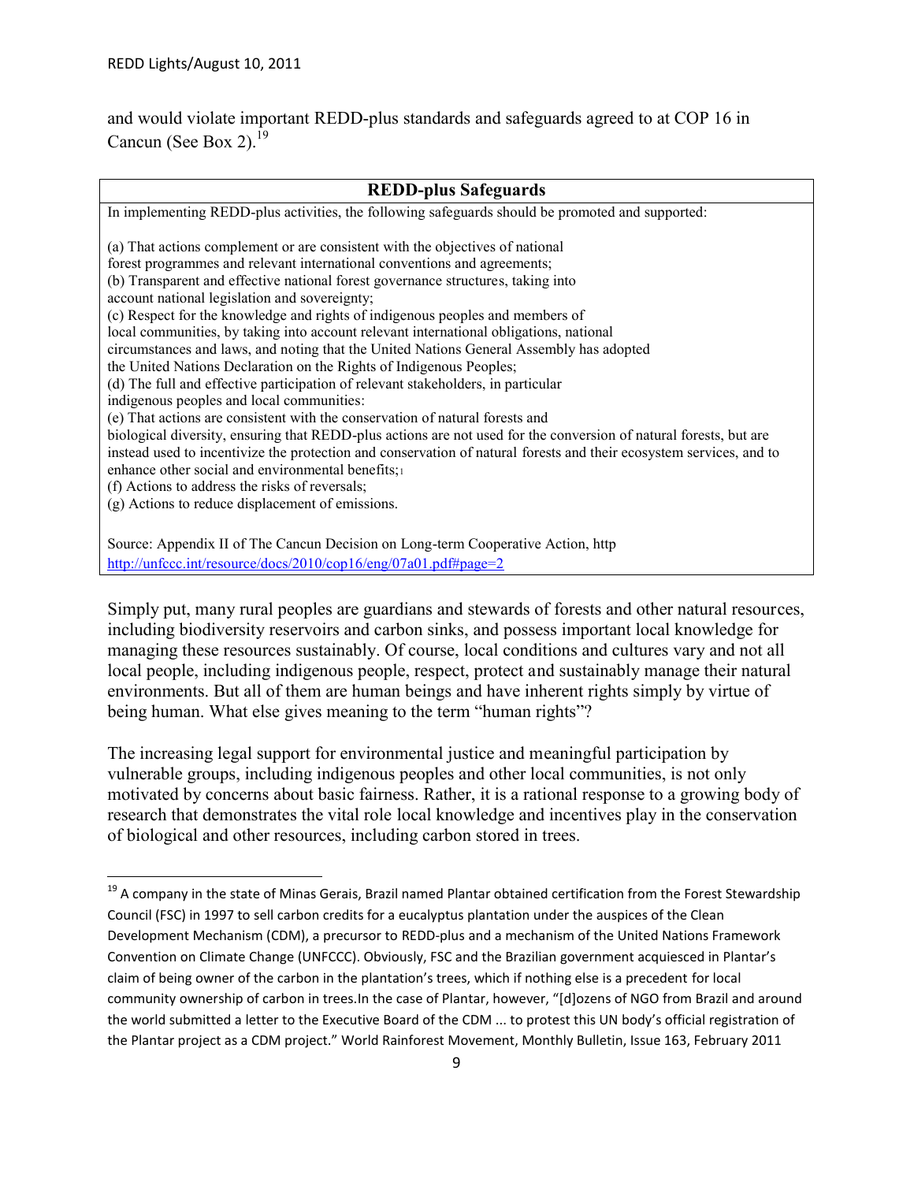and would violate important REDD-plus standards and safeguards agreed to at COP 16 in Cancun (See Box 2).[19]

| REDD-plus Safeguards |
|---|
| In implementing REDD-plus activities, the following safeguards should be promoted and supported:<br><br>(a) That actions complement or are consistent with the objectives of national forest programmes and relevant international conventions and agreements;<br>(b) Transparent and effective national forest governance structures, taking into account national legislation and sovereignty;<br>(c) Respect for the knowledge and rights of indigenous peoples and members of local communities, by taking into account relevant international obligations, national circumstances and laws, and noting that the United Nations General Assembly has adopted the United Nations Declaration on the Rights of Indigenous Peoples;<br>(d) The full and effective participation of relevant stakeholders, in particular indigenous peoples and local communities:<br>(e) That actions are consistent with the conservation of natural forests and biological diversity, ensuring that REDD-plus actions are not used for the conversion of natural forests, but are instead used to incentivize the protection and conservation of natural forests and their ecosystem services, and to enhance other social and environmental benefits;[1]<br>(f) Actions to address the risks of reversals;<br>(g) Actions to reduce displacement of emissions.<br><br>Source: Appendix II of The Cancun Decision on Long-term Cooperative Action, http http://unfccc.int/resource/docs/2010/cop16/eng/07a01.pdf#page=2 |

Simply put, many rural peoples are guardians and stewards of forests and other natural resources, including biodiversity reservoirs and carbon sinks, and possess important local knowledge for managing these resources sustainably. Of course, local conditions and cultures vary and not all local people, including indigenous people, respect, protect and sustainably manage their natural environments. But all of them are human beings and have inherent rights simply by virtue of being human. What else gives meaning to the term "human rights"?

The increasing legal support for environmental justice and meaningful participation by vulnerable groups, including indigenous peoples and other local communities, is not only motivated by concerns about basic fairness. Rather, it is a rational response to a growing body of research that demonstrates the vital role local knowledge and incentives play in the conservation of biological and other resources, including carbon stored in trees.

---

[19] A company in the state of Minas Gerais, Brazil named Plantar obtained certification from the Forest Stewardship Council (FSC) in 1997 to sell carbon credits for a eucalyptus plantation under the auspices of the Clean Development Mechanism (CDM), a precursor to REDD-plus and a mechanism of the United Nations Framework Convention on Climate Change (UNFCCC). Obviously, FSC and the Brazilian government acquiesced in Plantar's claim of being owner of the carbon in the plantation's trees, which if nothing else is a precedent for local community ownership of carbon in trees.In the case of Plantar, however, "[d]ozens of NGO from Brazil and around the world submitted a letter to the Executive Board of the CDM ... to protest this UN body's official registration of the Plantar project as a CDM project." World Rainforest Movement, Monthly Bulletin, Issue 163, February 2011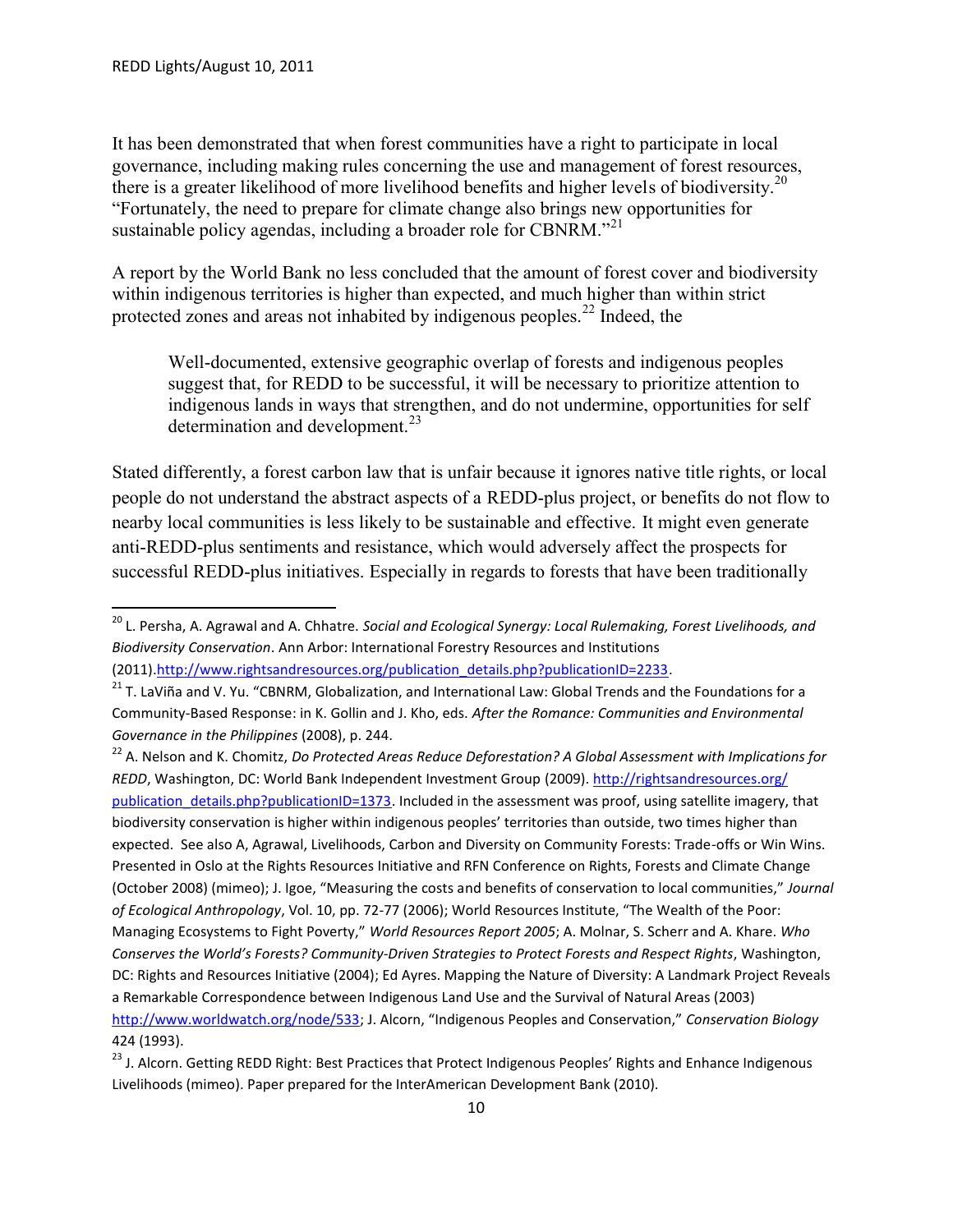It has been demonstrated that when forest communities have a right to participate in local governance, including making rules concerning the use and management of forest resources, there is a greater likelihood of more livelihood benefits and higher levels of biodiversity.[20] "Fortunately, the need to prepare for climate change also brings new opportunities for sustainable policy agendas, including a broader role for CBNRM."[21]

A report by the World Bank no less concluded that the amount of forest cover and biodiversity within indigenous territories is higher than expected, and much higher than within strict protected zones and areas not inhabited by indigenous peoples.[22] Indeed, the

> Well-documented, extensive geographic overlap of forests and indigenous peoples suggest that, for REDD to be successful, it will be necessary to prioritize attention to indigenous lands in ways that strengthen, and do not undermine, opportunities for self determination and development.[23]

Stated differently, a forest carbon law that is unfair because it ignores native title rights, or local people do not understand the abstract aspects of a REDD-plus project, or benefits do not flow to nearby local communities is less likely to be sustainable and effective. It might even generate anti-REDD-plus sentiments and resistance, which would adversely affect the prospects for successful REDD-plus initiatives. Especially in regards to forests that have been traditionally

---

[20] L. Persha, A. Agrawal and A. Chhatre. *Social and Ecological Synergy: Local Rulemaking, Forest Livelihoods, and Biodiversity Conservation*. Ann Arbor: International Forestry Resources and Institutions (2011).http://www.rightsandresources.org/publication_details.php?publicationID=2233.

[21] T. LaViña and V. Yu. "CBNRM, Globalization, and International Law: Global Trends and the Foundations for a Community-Based Response: in K. Gollin and J. Kho, eds. *After the Romance: Communities and Environmental Governance in the Philippines* (2008), p. 244.

[22] A. Nelson and K. Chomitz, *Do Protected Areas Reduce Deforestation? A Global Assessment with Implications for REDD*, Washington, DC: World Bank Independent Investment Group (2009). http://rightsandresources.org/publication_details.php?publicationID=1373. Included in the assessment was proof, using satellite imagery, that biodiversity conservation is higher within indigenous peoples' territories than outside, two times higher than expected. See also A, Agrawal, Livelihoods, Carbon and Diversity on Community Forests: Trade-offs or Win Wins. Presented in Oslo at the Rights Resources Initiative and RFN Conference on Rights, Forests and Climate Change (October 2008) (mimeo); J. Igoe, "Measuring the costs and benefits of conservation to local communities," *Journal of Ecological Anthropology*, Vol. 10, pp. 72-77 (2006); World Resources Institute, "The Wealth of the Poor: Managing Ecosystems to Fight Poverty," *World Resources Report 2005*; A. Molnar, S. Scherr and A. Khare. *Who Conserves the World's Forests? Community-Driven Strategies to Protect Forests and Respect Rights*, Washington, DC: Rights and Resources Initiative (2004); Ed Ayres. Mapping the Nature of Diversity: A Landmark Project Reveals a Remarkable Correspondence between Indigenous Land Use and the Survival of Natural Areas (2003) http://www.worldwatch.org/node/533; J. Alcorn, "Indigenous Peoples and Conservation," *Conservation Biology* 424 (1993).

[23] J. Alcorn. Getting REDD Right: Best Practices that Protect Indigenous Peoples' Rights and Enhance Indigenous Livelihoods (mimeo). Paper prepared for the InterAmerican Development Bank (2010).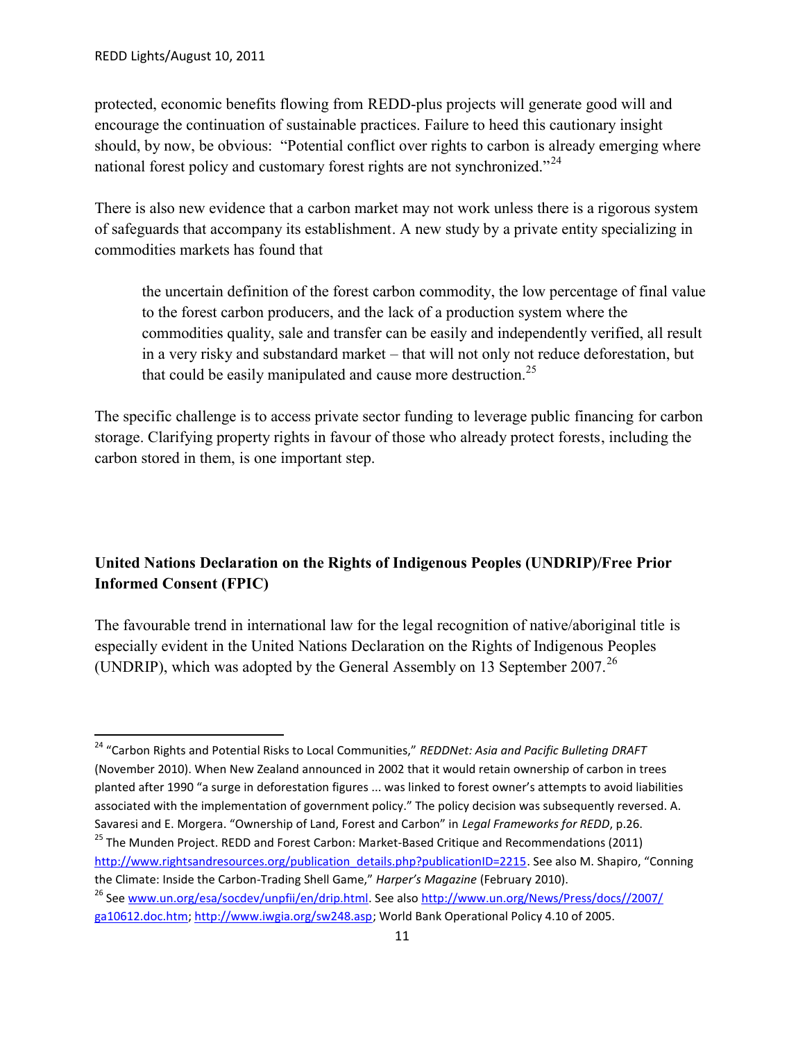protected, economic benefits flowing from REDD-plus projects will generate good will and encourage the continuation of sustainable practices. Failure to heed this cautionary insight should, by now, be obvious: "Potential conflict over rights to carbon is already emerging where national forest policy and customary forest rights are not synchronized."[24]

There is also new evidence that a carbon market may not work unless there is a rigorous system of safeguards that accompany its establishment. A new study by a private entity specializing in commodities markets has found that

> the uncertain definition of the forest carbon commodity, the low percentage of final value to the forest carbon producers, and the lack of a production system where the commodities quality, sale and transfer can be easily and independently verified, all result in a very risky and substandard market – that will not only not reduce deforestation, but that could be easily manipulated and cause more destruction.[25]

The specific challenge is to access private sector funding to leverage public financing for carbon storage. Clarifying property rights in favour of those who already protect forests, including the carbon stored in them, is one important step.

## United Nations Declaration on the Rights of Indigenous Peoples (UNDRIP)/Free Prior Informed Consent (FPIC)

The favourable trend in international law for the legal recognition of native/aboriginal title is especially evident in the United Nations Declaration on the Rights of Indigenous Peoples (UNDRIP), which was adopted by the General Assembly on 13 September 2007.[26]

---

[24] "Carbon Rights and Potential Risks to Local Communities," *REDDNet: Asia and Pacific Bulleting DRAFT* (November 2010). When New Zealand announced in 2002 that it would retain ownership of carbon in trees planted after 1990 "a surge in deforestation figures ... was linked to forest owner's attempts to avoid liabilities associated with the implementation of government policy." The policy decision was subsequently reversed. A. Savaresi and E. Morgera. "Ownership of Land, Forest and Carbon" in *Legal Frameworks for REDD*, p.26.

[25] The Munden Project. REDD and Forest Carbon: Market-Based Critique and Recommendations (2011) http://www.rightsandresources.org/publication_details.php?publicationID=2215. See also M. Shapiro, "Conning the Climate: Inside the Carbon-Trading Shell Game," *Harper's Magazine* (February 2010).

[26] See www.un.org/esa/socdev/unpfii/en/drip.html. See also http://www.un.org/News/Press/docs//2007/ga10612.doc.htm; http://www.iwgia.org/sw248.asp; World Bank Operational Policy 4.10 of 2005.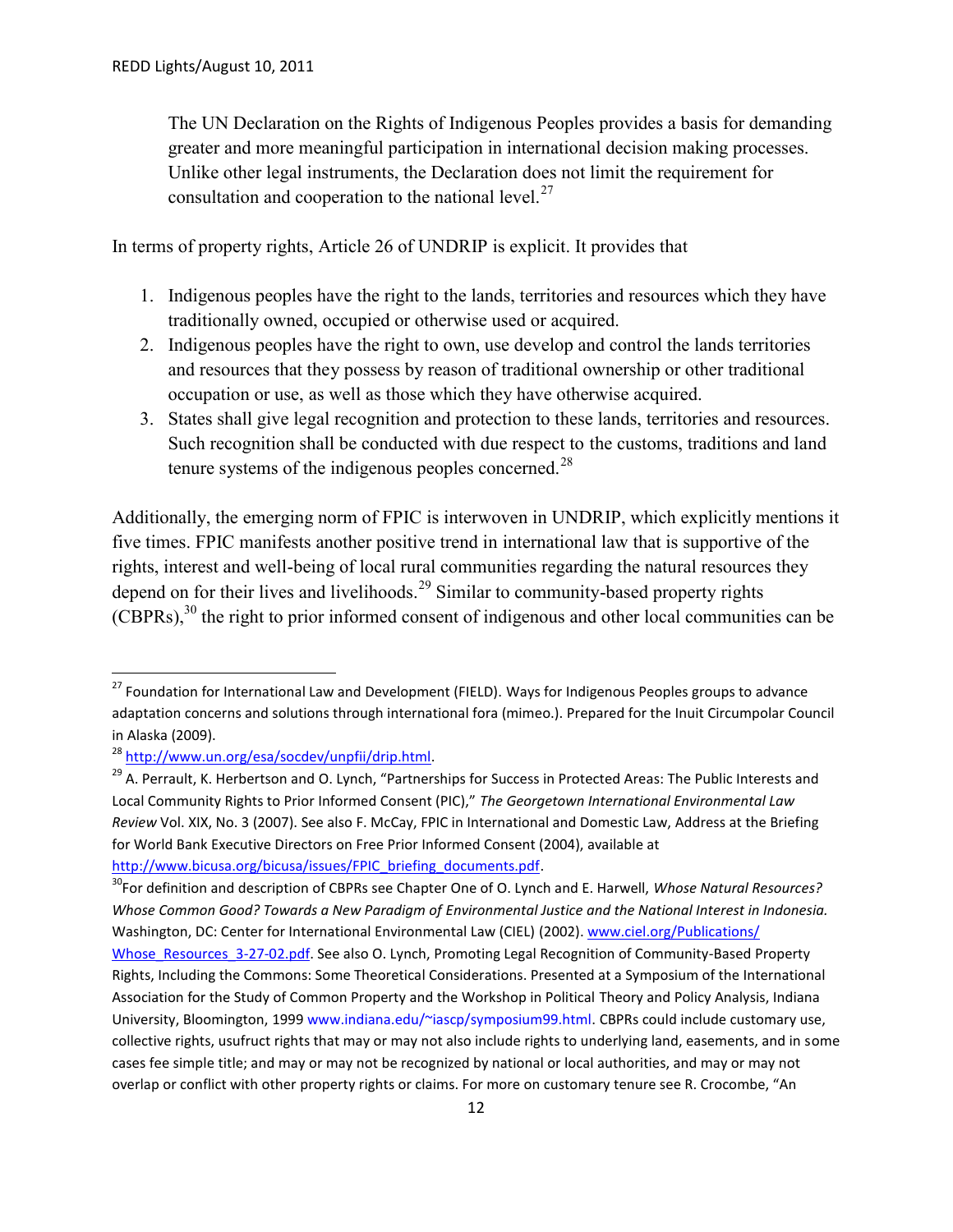> The UN Declaration on the Rights of Indigenous Peoples provides a basis for demanding greater and more meaningful participation in international decision making processes. Unlike other legal instruments, the Declaration does not limit the requirement for consultation and cooperation to the national level.[27]

In terms of property rights, Article 26 of UNDRIP is explicit. It provides that

1. Indigenous peoples have the right to the lands, territories and resources which they have traditionally owned, occupied or otherwise used or acquired.
2. Indigenous peoples have the right to own, use develop and control the lands territories and resources that they possess by reason of traditional ownership or other traditional occupation or use, as well as those which they have otherwise acquired.
3. States shall give legal recognition and protection to these lands, territories and resources. Such recognition shall be conducted with due respect to the customs, traditions and land tenure systems of the indigenous peoples concerned.[28]

Additionally, the emerging norm of FPIC is interwoven in UNDRIP, which explicitly mentions it five times. FPIC manifests another positive trend in international law that is supportive of the rights, interest and well-being of local rural communities regarding the natural resources they depend on for their lives and livelihoods.[29] Similar to community-based property rights (CBPRs),[30] the right to prior informed consent of indigenous and other local communities can be

---

[27] Foundation for International Law and Development (FIELD). Ways for Indigenous Peoples groups to advance adaptation concerns and solutions through international fora (mimeo.). Prepared for the Inuit Circumpolar Council in Alaska (2009).

[28] http://www.un.org/esa/socdev/unpfii/drip.html.

[29] A. Perrault, K. Herbertson and O. Lynch, "Partnerships for Success in Protected Areas: The Public Interests and Local Community Rights to Prior Informed Consent (PIC)," *The Georgetown International Environmental Law Review* Vol. XIX, No. 3 (2007). See also F. McCay, FPIC in International and Domestic Law, Address at the Briefing for World Bank Executive Directors on Free Prior Informed Consent (2004), available at http://www.bicusa.org/bicusa/issues/FPIC_briefing_documents.pdf.

[30] For definition and description of CBPRs see Chapter One of O. Lynch and E. Harwell, *Whose Natural Resources? Whose Common Good? Towards a New Paradigm of Environmental Justice and the National Interest in Indonesia.* Washington, DC: Center for International Environmental Law (CIEL) (2002). www.ciel.org/Publications/Whose_Resources_3-27-02.pdf. See also O. Lynch, Promoting Legal Recognition of Community-Based Property Rights, Including the Commons: Some Theoretical Considerations. Presented at a Symposium of the International Association for the Study of Common Property and the Workshop in Political Theory and Policy Analysis, Indiana University, Bloomington, 1999 www.indiana.edu/~iascp/symposium99.html. CBPRs could include customary use, collective rights, usufruct rights that may or may not also include rights to underlying land, easements, and in some cases fee simple title; and may or may not be recognized by national or local authorities, and may or may not overlap or conflict with other property rights or claims. For more on customary tenure see R. Crocombe, "An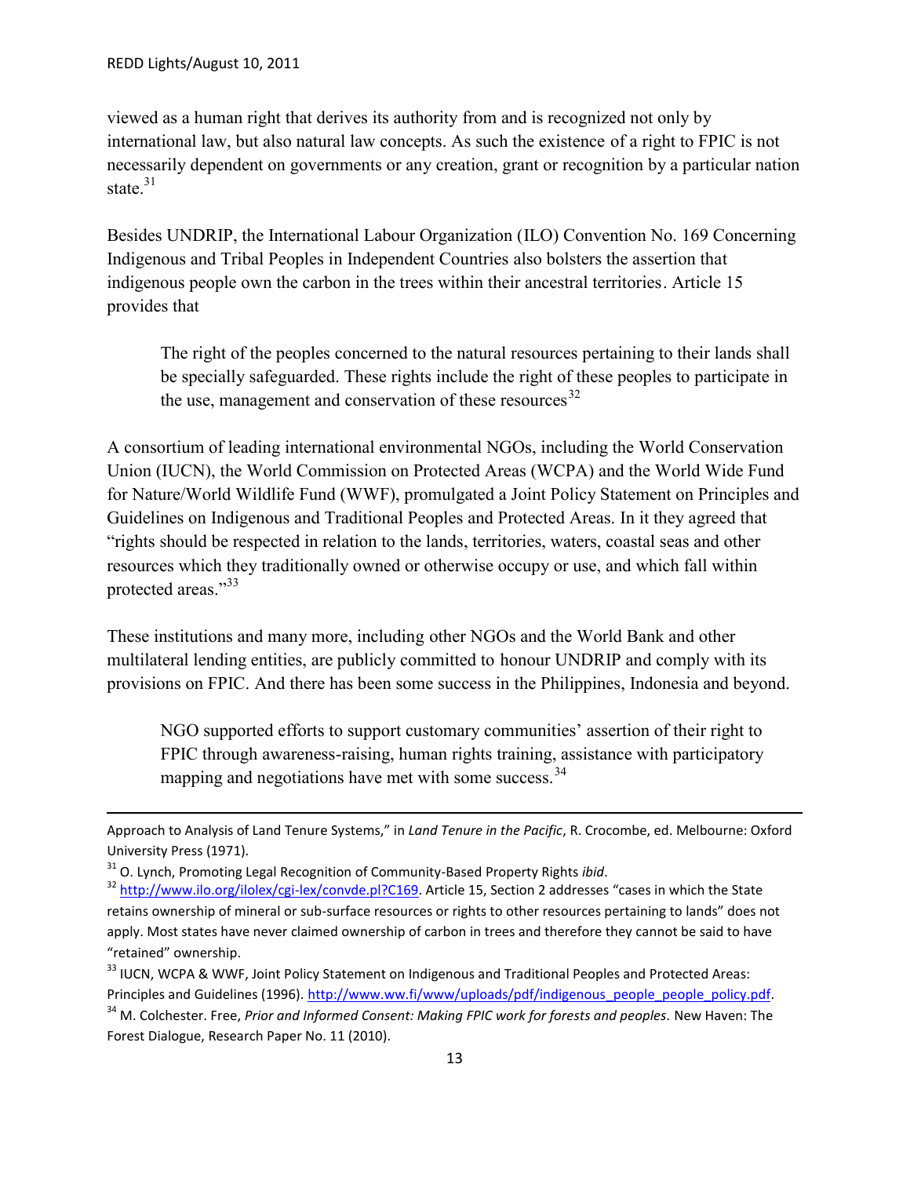viewed as a human right that derives its authority from and is recognized not only by international law, but also natural law concepts. As such the existence of a right to FPIC is not necessarily dependent on governments or any creation, grant or recognition by a particular nation state.[31]

Besides UNDRIP, the International Labour Organization (ILO) Convention No. 169 Concerning Indigenous and Tribal Peoples in Independent Countries also bolsters the assertion that indigenous people own the carbon in the trees within their ancestral territories. Article 15 provides that

> The right of the peoples concerned to the natural resources pertaining to their lands shall be specially safeguarded. These rights include the right of these peoples to participate in the use, management and conservation of these resources[32]

A consortium of leading international environmental NGOs, including the World Conservation Union (IUCN), the World Commission on Protected Areas (WCPA) and the World Wide Fund for Nature/World Wildlife Fund (WWF), promulgated a Joint Policy Statement on Principles and Guidelines on Indigenous and Traditional Peoples and Protected Areas. In it they agreed that "rights should be respected in relation to the lands, territories, waters, coastal seas and other resources which they traditionally owned or otherwise occupy or use, and which fall within protected areas."[33]

These institutions and many more, including other NGOs and the World Bank and other multilateral lending entities, are publicly committed to honour UNDRIP and comply with its provisions on FPIC. And there has been some success in the Philippines, Indonesia and beyond.

> NGO supported efforts to support customary communities' assertion of their right to FPIC through awareness-raising, human rights training, assistance with participatory mapping and negotiations have met with some success.[34]

---

Approach to Analysis of Land Tenure Systems," in *Land Tenure in the Pacific*, R. Crocombe, ed. Melbourne: Oxford University Press (1971).

[31] O. Lynch, Promoting Legal Recognition of Community-Based Property Rights *ibid*.

[32] http://www.ilo.org/ilolex/cgi-lex/convde.pl?C169. Article 15, Section 2 addresses "cases in which the State retains ownership of mineral or sub-surface resources or rights to other resources pertaining to lands" does not apply. Most states have never claimed ownership of carbon in trees and therefore they cannot be said to have "retained" ownership.

[33] IUCN, WCPA & WWF, Joint Policy Statement on Indigenous and Traditional Peoples and Protected Areas: Principles and Guidelines (1996). http://www.ww.fi/www/uploads/pdf/indigenous_people_people_policy.pdf.

[34] M. Colchester. Free, *Prior and Informed Consent: Making FPIC work for forests and peoples*. New Haven: The Forest Dialogue, Research Paper No. 11 (2010).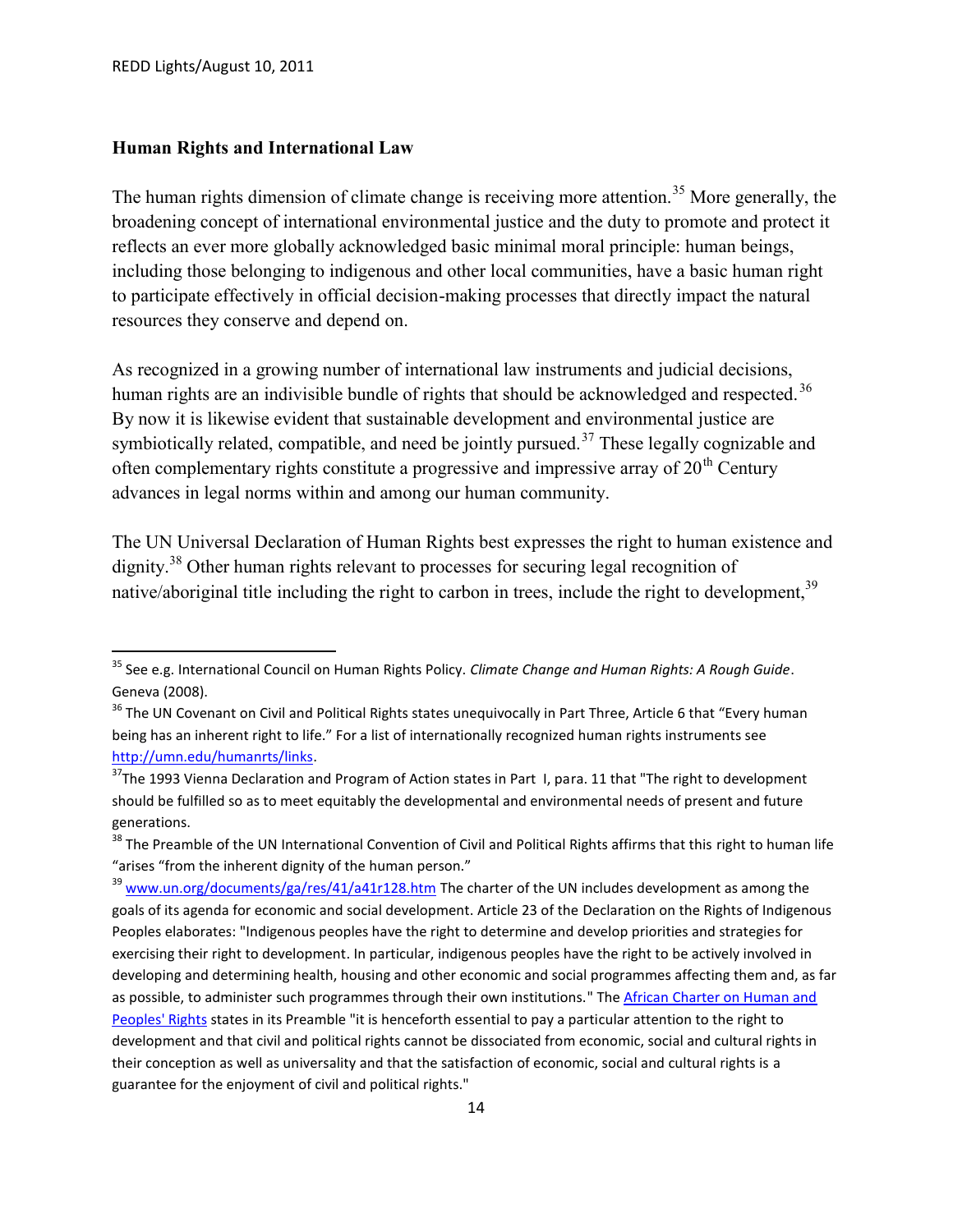## Human Rights and International Law

The human rights dimension of climate change is receiving more attention.[35] More generally, the broadening concept of international environmental justice and the duty to promote and protect it reflects an ever more globally acknowledged basic minimal moral principle: human beings, including those belonging to indigenous and other local communities, have a basic human right to participate effectively in official decision-making processes that directly impact the natural resources they conserve and depend on.

As recognized in a growing number of international law instruments and judicial decisions, human rights are an indivisible bundle of rights that should be acknowledged and respected.[36] By now it is likewise evident that sustainable development and environmental justice are symbiotically related, compatible, and need be jointly pursued.[37] These legally cognizable and often complementary rights constitute a progressive and impressive array of 20th Century advances in legal norms within and among our human community.

The UN Universal Declaration of Human Rights best expresses the right to human existence and dignity.[38] Other human rights relevant to processes for securing legal recognition of native/aboriginal title including the right to carbon in trees, include the right to development,[39]

---

[35] See e.g. International Council on Human Rights Policy. *Climate Change and Human Rights: A Rough Guide*. Geneva (2008).

[36] The UN Covenant on Civil and Political Rights states unequivocally in Part Three, Article 6 that "Every human being has an inherent right to life." For a list of internationally recognized human rights instruments see http://umn.edu/humanrts/links.

[37] The 1993 Vienna Declaration and Program of Action states in Part I, para. 11 that "The right to development should be fulfilled so as to meet equitably the developmental and environmental needs of present and future generations.

[38] The Preamble of the UN International Convention of Civil and Political Rights affirms that this right to human life "arises "from the inherent dignity of the human person."

[39] www.un.org/documents/ga/res/41/a41r128.htm The charter of the UN includes development as among the goals of its agenda for economic and social development. Article 23 of the Declaration on the Rights of Indigenous Peoples elaborates: "Indigenous peoples have the right to determine and develop priorities and strategies for exercising their right to development. In particular, indigenous peoples have the right to be actively involved in developing and determining health, housing and other economic and social programmes affecting them and, as far as possible, to administer such programmes through their own institutions." The African Charter on Human and Peoples' Rights states in its Preamble "it is henceforth essential to pay a particular attention to the right to development and that civil and political rights cannot be dissociated from economic, social and cultural rights in their conception as well as universality and that the satisfaction of economic, social and cultural rights is a guarantee for the enjoyment of civil and political rights."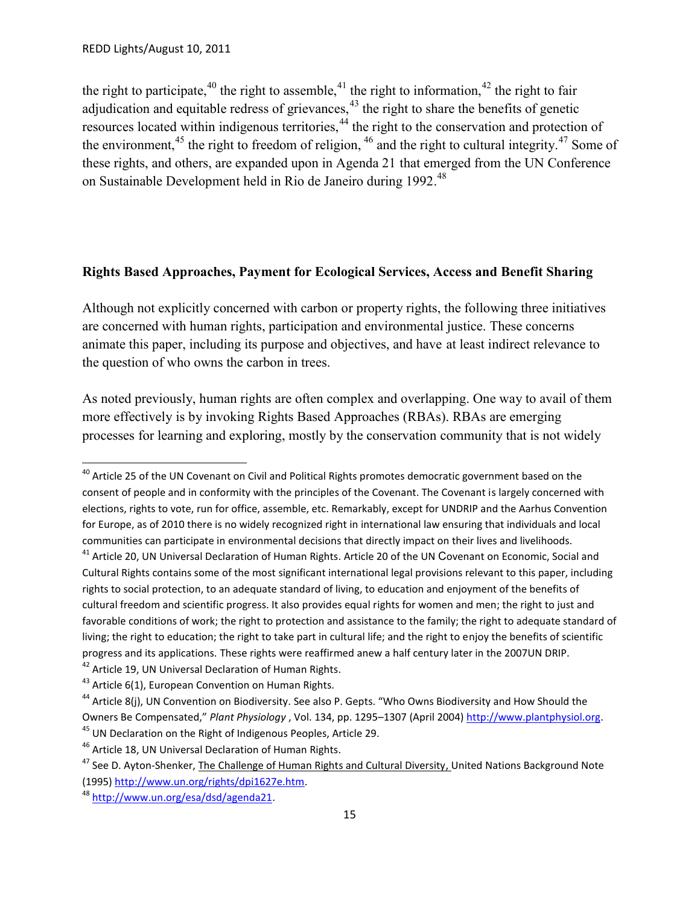the right to participate,[40] the right to assemble,[41] the right to information,[42] the right to fair adjudication and equitable redress of grievances,[43] the right to share the benefits of genetic resources located within indigenous territories,[44] the right to the conservation and protection of the environment,[45] the right to freedom of religion,[46] and the right to cultural integrity.[47] Some of these rights, and others, are expanded upon in Agenda 21 that emerged from the UN Conference on Sustainable Development held in Rio de Janeiro during 1992.[48]

## Rights Based Approaches, Payment for Ecological Services, Access and Benefit Sharing

Although not explicitly concerned with carbon or property rights, the following three initiatives are concerned with human rights, participation and environmental justice. These concerns animate this paper, including its purpose and objectives, and have at least indirect relevance to the question of who owns the carbon in trees.

As noted previously, human rights are often complex and overlapping. One way to avail of them more effectively is by invoking Rights Based Approaches (RBAs). RBAs are emerging processes for learning and exploring, mostly by the conservation community that is not widely

---

[40] Article 25 of the UN Covenant on Civil and Political Rights promotes democratic government based on the consent of people and in conformity with the principles of the Covenant. The Covenant is largely concerned with elections, rights to vote, run for office, assemble, etc. Remarkably, except for UNDRIP and the Aarhus Convention for Europe, as of 2010 there is no widely recognized right in international law ensuring that individuals and local communities can participate in environmental decisions that directly impact on their lives and livelihoods.

[41] Article 20, UN Universal Declaration of Human Rights. Article 20 of the UN Covenant on Economic, Social and Cultural Rights contains some of the most significant international legal provisions relevant to this paper, including rights to social protection, to an adequate standard of living, to education and enjoyment of the benefits of cultural freedom and scientific progress. It also provides equal rights for women and men; the right to just and favorable conditions of work; the right to protection and assistance to the family; the right to adequate standard of living; the right to education; the right to take part in cultural life; and the right to enjoy the benefits of scientific progress and its applications. These rights were reaffirmed anew a half century later in the 2007UN DRIP.

[42] Article 19, UN Universal Declaration of Human Rights.

[43] Article 6(1), European Convention on Human Rights.

[44] Article 8(j), UN Convention on Biodiversity. See also P. Gepts. "Who Owns Biodiversity and How Should the Owners Be Compensated," *Plant Physiology* , Vol. 134, pp. 1295–1307 (April 2004) http://www.plantphysiol.org.

[45] UN Declaration on the Right of Indigenous Peoples, Article 29.

[46] Article 18, UN Universal Declaration of Human Rights.

[47] See D. Ayton-Shenker, The Challenge of Human Rights and Cultural Diversity, United Nations Background Note (1995) http://www.un.org/rights/dpi1627e.htm.

[48] http://www.un.org/esa/dsd/agenda21.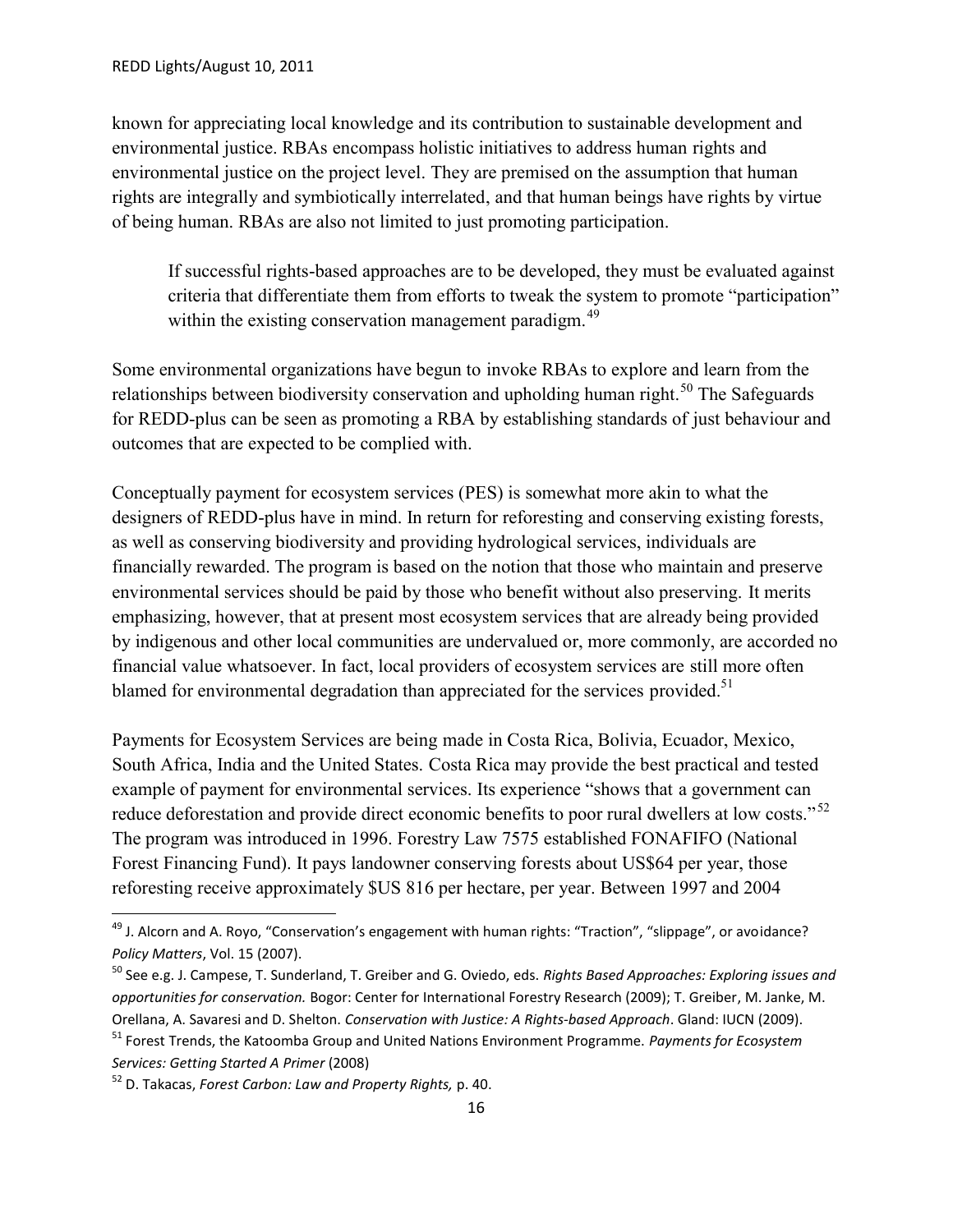known for appreciating local knowledge and its contribution to sustainable development and environmental justice. RBAs encompass holistic initiatives to address human rights and environmental justice on the project level. They are premised on the assumption that human rights are integrally and symbiotically interrelated, and that human beings have rights by virtue of being human. RBAs are also not limited to just promoting participation.

> If successful rights-based approaches are to be developed, they must be evaluated against criteria that differentiate them from efforts to tweak the system to promote "participation" within the existing conservation management paradigm.[49]

Some environmental organizations have begun to invoke RBAs to explore and learn from the relationships between biodiversity conservation and upholding human right.[50] The Safeguards for REDD-plus can be seen as promoting a RBA by establishing standards of just behaviour and outcomes that are expected to be complied with.

Conceptually payment for ecosystem services (PES) is somewhat more akin to what the designers of REDD-plus have in mind. In return for reforesting and conserving existing forests, as well as conserving biodiversity and providing hydrological services, individuals are financially rewarded. The program is based on the notion that those who maintain and preserve environmental services should be paid by those who benefit without also preserving. It merits emphasizing, however, that at present most ecosystem services that are already being provided by indigenous and other local communities are undervalued or, more commonly, are accorded no financial value whatsoever. In fact, local providers of ecosystem services are still more often blamed for environmental degradation than appreciated for the services provided.[51]

Payments for Ecosystem Services are being made in Costa Rica, Bolivia, Ecuador, Mexico, South Africa, India and the United States. Costa Rica may provide the best practical and tested example of payment for environmental services. Its experience "shows that a government can reduce deforestation and provide direct economic benefits to poor rural dwellers at low costs."[52] The program was introduced in 1996. Forestry Law 7575 established FONAFIFO (National Forest Financing Fund). It pays landowner conserving forests about US$64 per year, those reforesting receive approximately $US 816 per hectare, per year. Between 1997 and 2004

---

[49] J. Alcorn and A. Royo, "Conservation's engagement with human rights: "Traction", "slippage", or avoidance? *Policy Matters*, Vol. 15 (2007).

[50] See e.g. J. Campese, T. Sunderland, T. Greiber and G. Oviedo, eds. *Rights Based Approaches: Exploring issues and opportunities for conservation.* Bogor: Center for International Forestry Research (2009); T. Greiber, M. Janke, M. Orellana, A. Savaresi and D. Shelton. *Conservation with Justice: A Rights-based Approach*. Gland: IUCN (2009).

[51] Forest Trends, the Katoomba Group and United Nations Environment Programme. *Payments for Ecosystem Services: Getting Started A Primer* (2008)

[52] D. Takacas, *Forest Carbon: Law and Property Rights,* p. 40.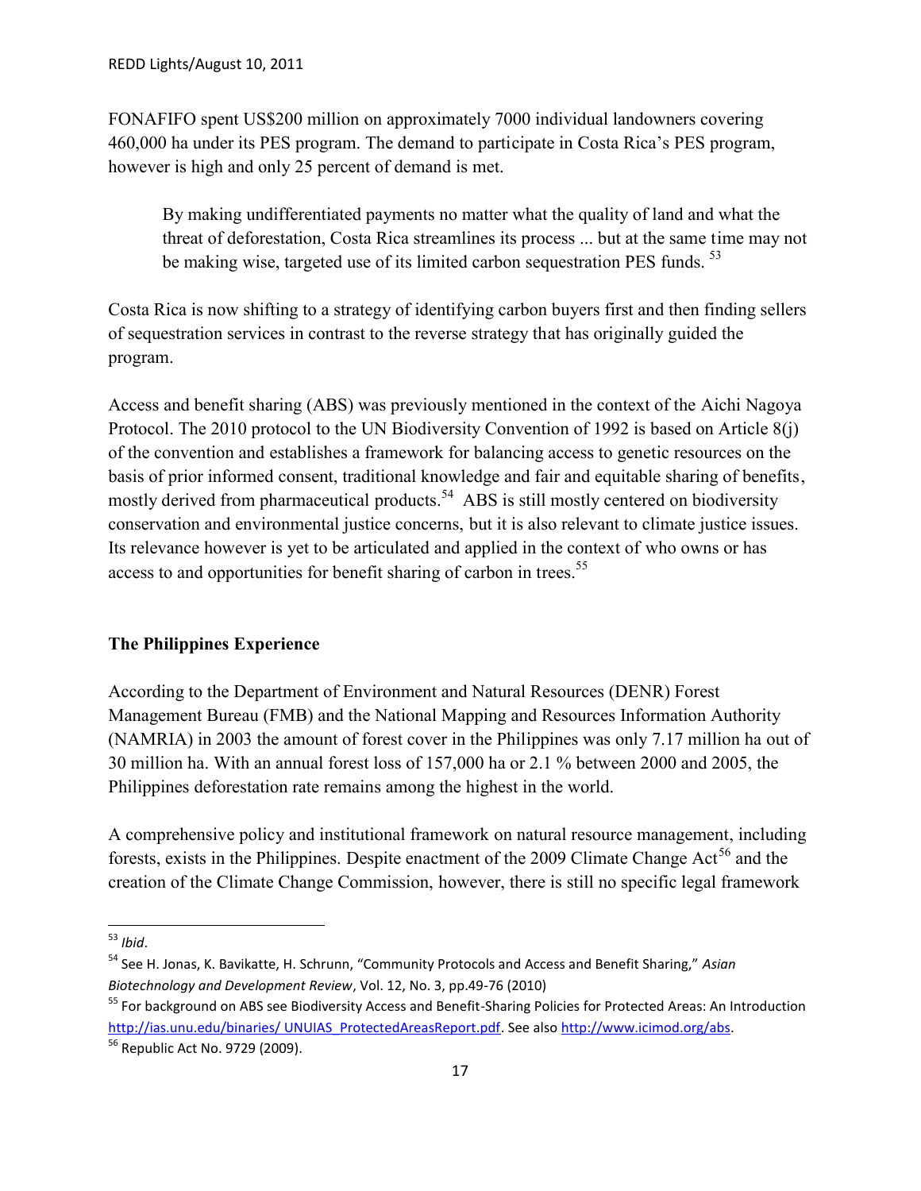FONAFIFO spent US$200 million on approximately 7000 individual landowners covering 460,000 ha under its PES program. The demand to participate in Costa Rica's PES program, however is high and only 25 percent of demand is met.

> By making undifferentiated payments no matter what the quality of land and what the threat of deforestation, Costa Rica streamlines its process ... but at the same time may not be making wise, targeted use of its limited carbon sequestration PES funds. [53]

Costa Rica is now shifting to a strategy of identifying carbon buyers first and then finding sellers of sequestration services in contrast to the reverse strategy that has originally guided the program.

Access and benefit sharing (ABS) was previously mentioned in the context of the Aichi Nagoya Protocol. The 2010 protocol to the UN Biodiversity Convention of 1992 is based on Article 8(j) of the convention and establishes a framework for balancing access to genetic resources on the basis of prior informed consent, traditional knowledge and fair and equitable sharing of benefits, mostly derived from pharmaceutical products.[54] ABS is still mostly centered on biodiversity conservation and environmental justice concerns, but it is also relevant to climate justice issues. Its relevance however is yet to be articulated and applied in the context of who owns or has access to and opportunities for benefit sharing of carbon in trees.[55]

**The Philippines Experience**

According to the Department of Environment and Natural Resources (DENR) Forest Management Bureau (FMB) and the National Mapping and Resources Information Authority (NAMRIA) in 2003 the amount of forest cover in the Philippines was only 7.17 million ha out of 30 million ha. With an annual forest loss of 157,000 ha or 2.1 % between 2000 and 2005, the Philippines deforestation rate remains among the highest in the world.

A comprehensive policy and institutional framework on natural resource management, including forests, exists in the Philippines. Despite enactment of the 2009 Climate Change Act[56] and the creation of the Climate Change Commission, however, there is still no specific legal framework

---

[53] *Ibid*.

[54] See H. Jonas, K. Bavikatte, H. Schrunn, "Community Protocols and Access and Benefit Sharing," *Asian Biotechnology and Development Review*, Vol. 12, No. 3, pp.49-76 (2010)

[55] For background on ABS see Biodiversity Access and Benefit-Sharing Policies for Protected Areas: An Introduction http://ias.unu.edu/binaries/ UNUIAS_ProtectedAreasReport.pdf. See also http://www.icimod.org/abs.

[56] Republic Act No. 9729 (2009).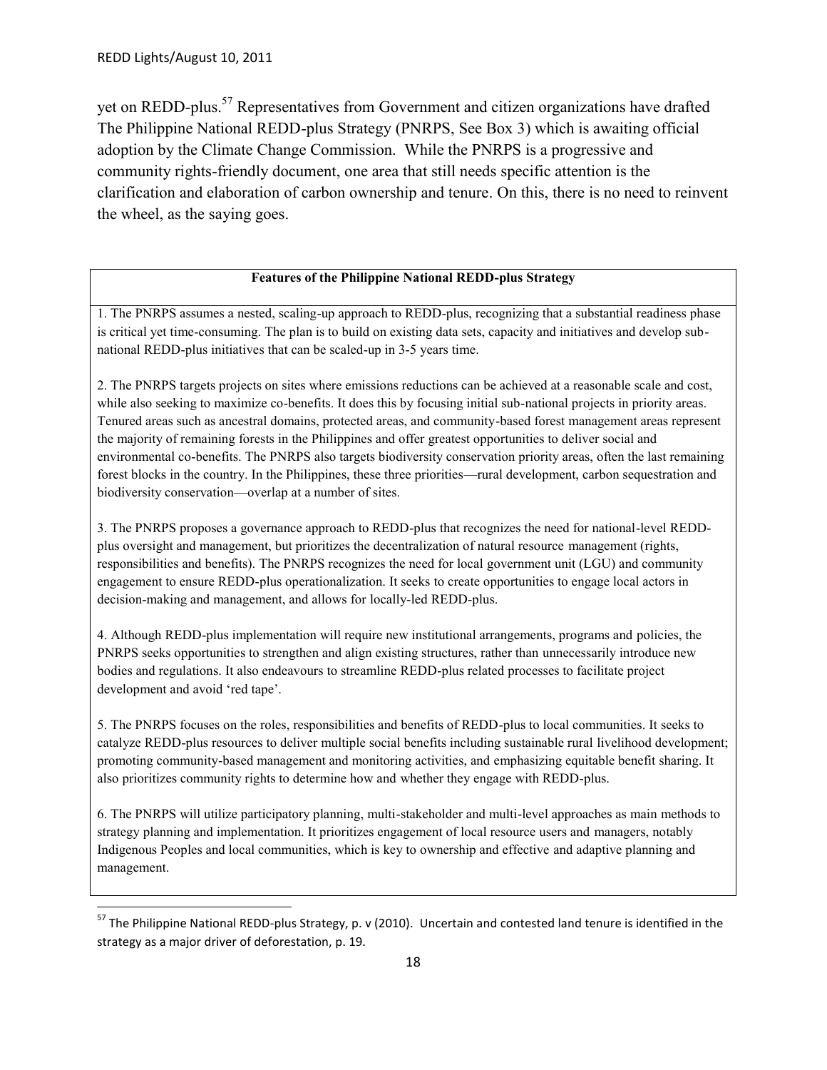yet on REDD-plus.[57] Representatives from Government and citizen organizations have drafted The Philippine National REDD-plus Strategy (PNRPS, See Box 3) which is awaiting official adoption by the Climate Change Commission. While the PNRPS is a progressive and community rights-friendly document, one area that still needs specific attention is the clarification and elaboration of carbon ownership and tenure. On this, there is no need to reinvent the wheel, as the saying goes.

**Features of the Philippine National REDD-plus Strategy**

1. The PNRPS assumes a nested, scaling-up approach to REDD-plus, recognizing that a substantial readiness phase is critical yet time-consuming. The plan is to build on existing data sets, capacity and initiatives and develop sub-national REDD-plus initiatives that can be scaled-up in 3-5 years time.

2. The PNRPS targets projects on sites where emissions reductions can be achieved at a reasonable scale and cost, while also seeking to maximize co-benefits. It does this by focusing initial sub-national projects in priority areas. Tenured areas such as ancestral domains, protected areas, and community-based forest management areas represent the majority of remaining forests in the Philippines and offer greatest opportunities to deliver social and environmental co-benefits. The PNRPS also targets biodiversity conservation priority areas, often the last remaining forest blocks in the country. In the Philippines, these three priorities—rural development, carbon sequestration and biodiversity conservation—overlap at a number of sites.

3. The PNRPS proposes a governance approach to REDD-plus that recognizes the need for national-level REDD-plus oversight and management, but prioritizes the decentralization of natural resource management (rights, responsibilities and benefits). The PNRPS recognizes the need for local government unit (LGU) and community engagement to ensure REDD-plus operationalization. It seeks to create opportunities to engage local actors in decision-making and management, and allows for locally-led REDD-plus.

4. Although REDD-plus implementation will require new institutional arrangements, programs and policies, the PNRPS seeks opportunities to strengthen and align existing structures, rather than unnecessarily introduce new bodies and regulations. It also endeavours to streamline REDD-plus related processes to facilitate project development and avoid 'red tape'.

5. The PNRPS focuses on the roles, responsibilities and benefits of REDD-plus to local communities. It seeks to catalyze REDD-plus resources to deliver multiple social benefits including sustainable rural livelihood development; promoting community-based management and monitoring activities, and emphasizing equitable benefit sharing. It also prioritizes community rights to determine how and whether they engage with REDD-plus.

6. The PNRPS will utilize participatory planning, multi-stakeholder and multi-level approaches as main methods to strategy planning and implementation. It prioritizes engagement of local resource users and managers, notably Indigenous Peoples and local communities, which is key to ownership and effective and adaptive planning and management.

[57] The Philippine National REDD-plus Strategy, p. v (2010). Uncertain and contested land tenure is identified in the strategy as a major driver of deforestation, p. 19.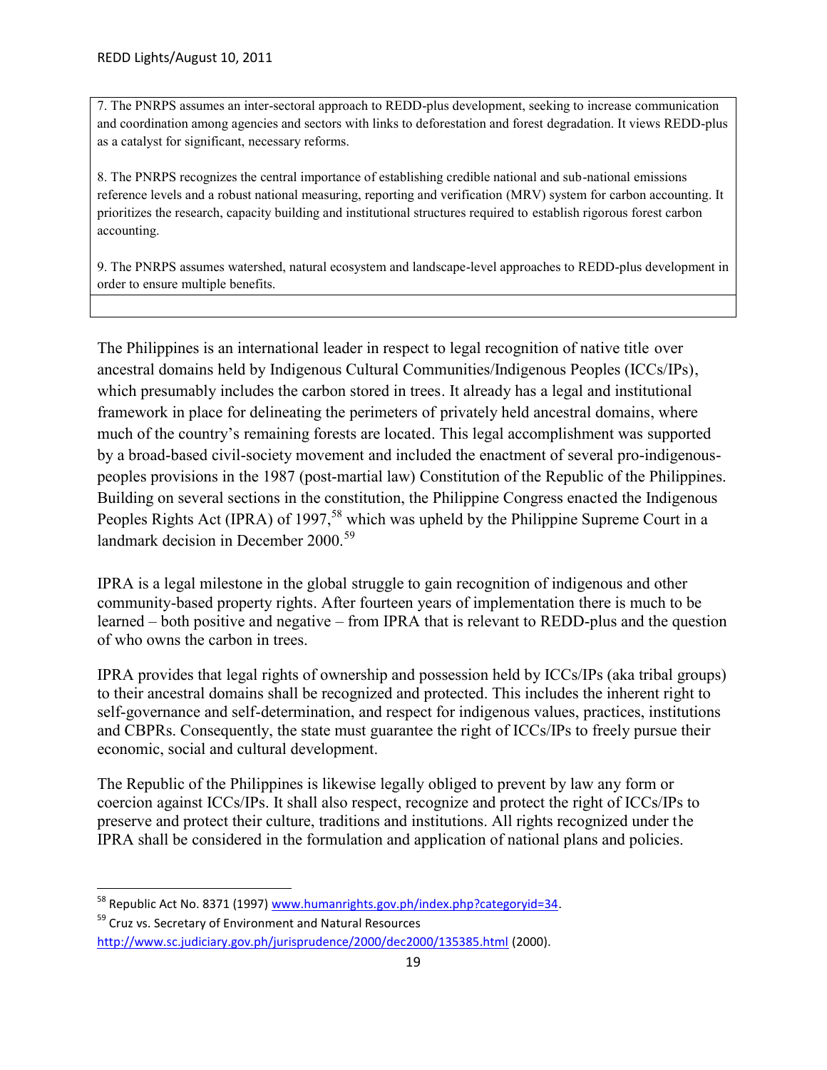7. The PNRPS assumes an inter-sectoral approach to REDD-plus development, seeking to increase communication and coordination among agencies and sectors with links to deforestation and forest degradation. It views REDD-plus as a catalyst for significant, necessary reforms.

8. The PNRPS recognizes the central importance of establishing credible national and sub-national emissions reference levels and a robust national measuring, reporting and verification (MRV) system for carbon accounting. It prioritizes the research, capacity building and institutional structures required to establish rigorous forest carbon accounting.

9. The PNRPS assumes watershed, natural ecosystem and landscape-level approaches to REDD-plus development in order to ensure multiple benefits.

The Philippines is an international leader in respect to legal recognition of native title over ancestral domains held by Indigenous Cultural Communities/Indigenous Peoples (ICCs/IPs), which presumably includes the carbon stored in trees. It already has a legal and institutional framework in place for delineating the perimeters of privately held ancestral domains, where much of the country's remaining forests are located. This legal accomplishment was supported by a broad-based civil-society movement and included the enactment of several pro-indigenous-peoples provisions in the 1987 (post-martial law) Constitution of the Republic of the Philippines. Building on several sections in the constitution, the Philippine Congress enacted the Indigenous Peoples Rights Act (IPRA) of 1997,[58] which was upheld by the Philippine Supreme Court in a landmark decision in December 2000.[59]

IPRA is a legal milestone in the global struggle to gain recognition of indigenous and other community-based property rights. After fourteen years of implementation there is much to be learned – both positive and negative – from IPRA that is relevant to REDD-plus and the question of who owns the carbon in trees.

IPRA provides that legal rights of ownership and possession held by ICCs/IPs (aka tribal groups) to their ancestral domains shall be recognized and protected. This includes the inherent right to self-governance and self-determination, and respect for indigenous values, practices, institutions and CBPRs. Consequently, the state must guarantee the right of ICCs/IPs to freely pursue their economic, social and cultural development.

The Republic of the Philippines is likewise legally obliged to prevent by law any form or coercion against ICCs/IPs. It shall also respect, recognize and protect the right of ICCs/IPs to preserve and protect their culture, traditions and institutions. All rights recognized under the IPRA shall be considered in the formulation and application of national plans and policies.

---

[58] Republic Act No. 8371 (1997) www.humanrights.gov.ph/index.php?categoryid=34.

[59] Cruz vs. Secretary of Environment and Natural Resources http://www.sc.judiciary.gov.ph/jurisprudence/2000/dec2000/135385.html (2000).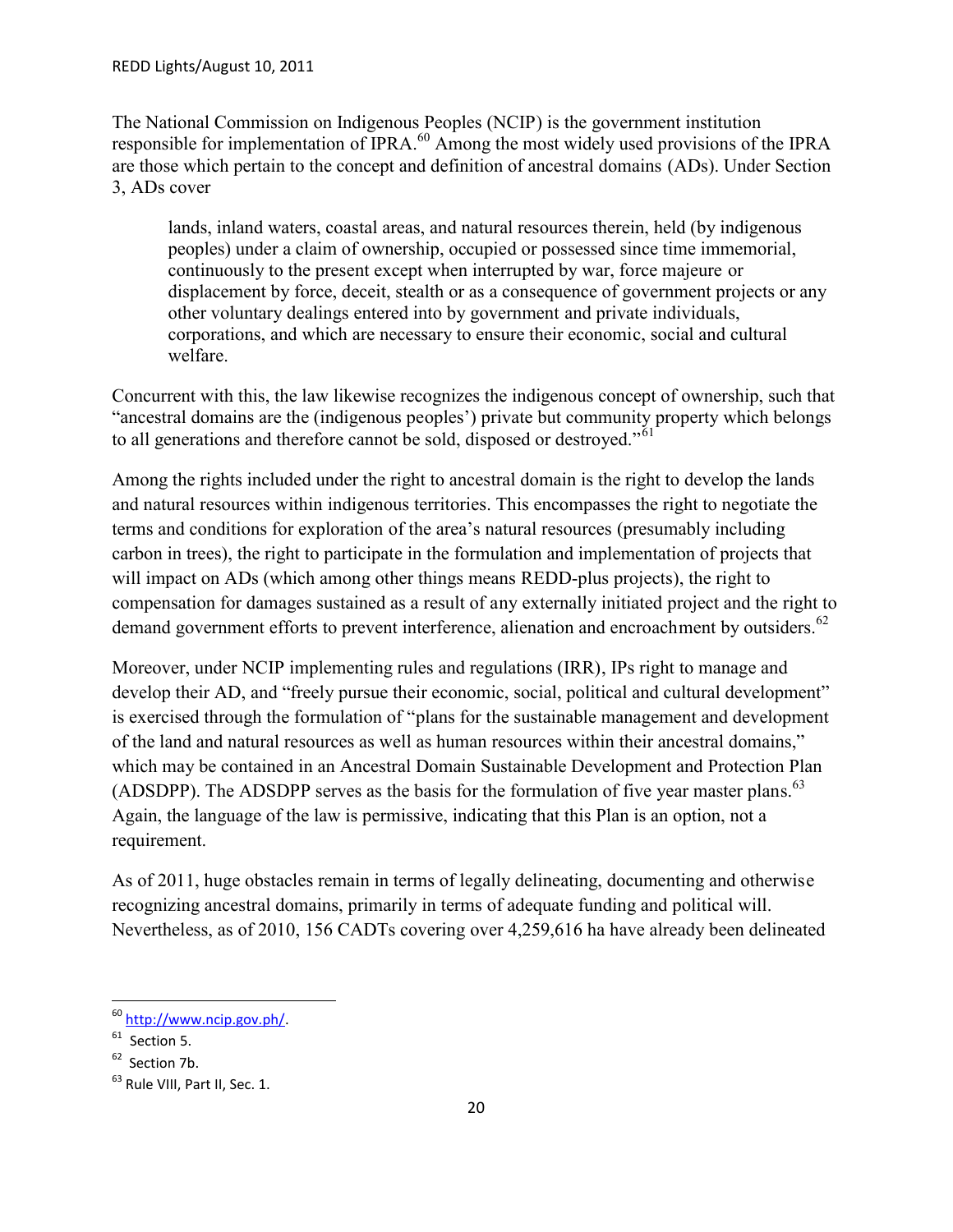The National Commission on Indigenous Peoples (NCIP) is the government institution responsible for implementation of IPRA.[60] Among the most widely used provisions of the IPRA are those which pertain to the concept and definition of ancestral domains (ADs). Under Section 3, ADs cover

> lands, inland waters, coastal areas, and natural resources therein, held (by indigenous peoples) under a claim of ownership, occupied or possessed since time immemorial, continuously to the present except when interrupted by war, force majeure or displacement by force, deceit, stealth or as a consequence of government projects or any other voluntary dealings entered into by government and private individuals, corporations, and which are necessary to ensure their economic, social and cultural welfare.

Concurrent with this, the law likewise recognizes the indigenous concept of ownership, such that "ancestral domains are the (indigenous peoples') private but community property which belongs to all generations and therefore cannot be sold, disposed or destroyed."[61]

Among the rights included under the right to ancestral domain is the right to develop the lands and natural resources within indigenous territories. This encompasses the right to negotiate the terms and conditions for exploration of the area's natural resources (presumably including carbon in trees), the right to participate in the formulation and implementation of projects that will impact on ADs (which among other things means REDD-plus projects), the right to compensation for damages sustained as a result of any externally initiated project and the right to demand government efforts to prevent interference, alienation and encroachment by outsiders.[62]

Moreover, under NCIP implementing rules and regulations (IRR), IPs right to manage and develop their AD, and "freely pursue their economic, social, political and cultural development" is exercised through the formulation of "plans for the sustainable management and development of the land and natural resources as well as human resources within their ancestral domains," which may be contained in an Ancestral Domain Sustainable Development and Protection Plan (ADSDPP). The ADSDPP serves as the basis for the formulation of five year master plans.[63] Again, the language of the law is permissive, indicating that this Plan is an option, not a requirement.

As of 2011, huge obstacles remain in terms of legally delineating, documenting and otherwise recognizing ancestral domains, primarily in terms of adequate funding and political will. Nevertheless, as of 2010, 156 CADTs covering over 4,259,616 ha have already been delineated

---

[60] http://www.ncip.gov.ph/.

[61] Section 5.

[62] Section 7b.

[63] Rule VIII, Part II, Sec. 1.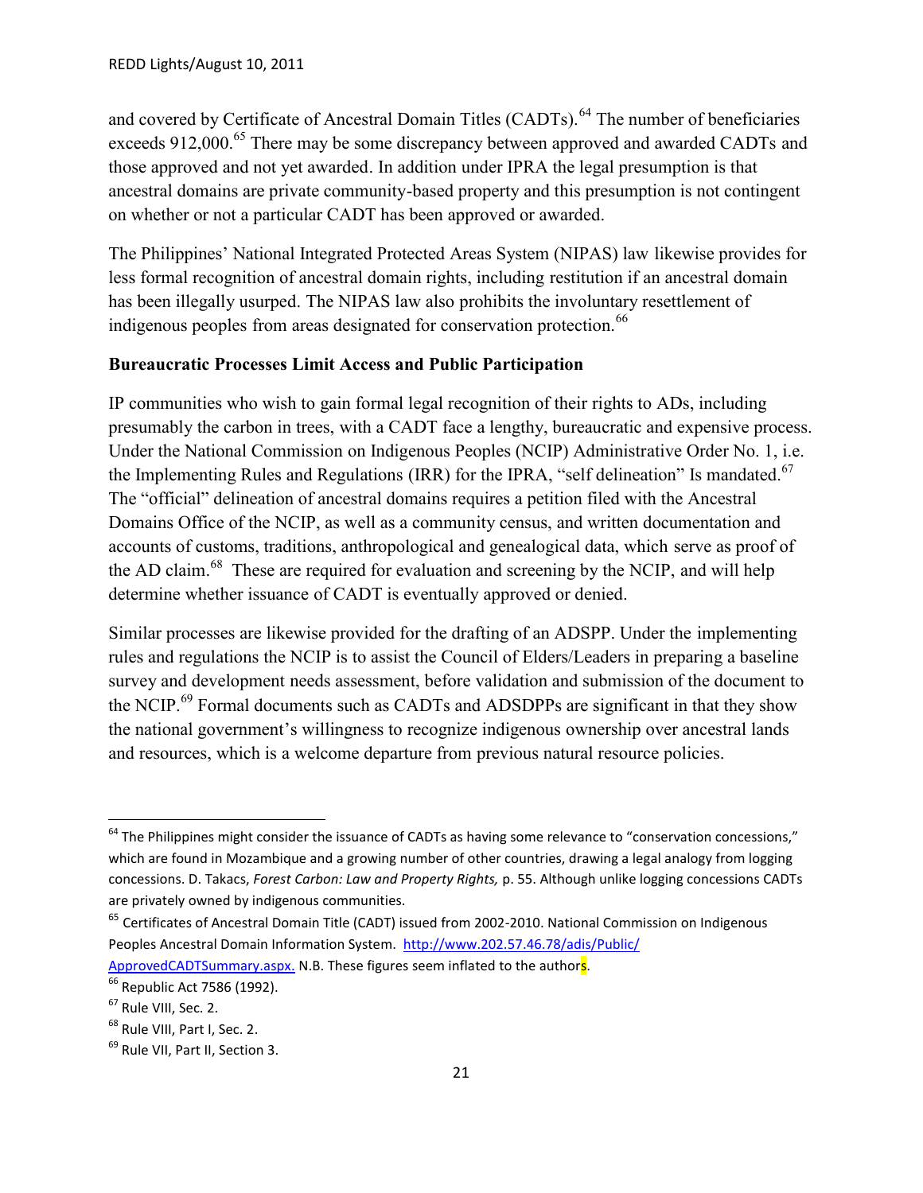and covered by Certificate of Ancestral Domain Titles (CADTs).[64] The number of beneficiaries exceeds 912,000.[65] There may be some discrepancy between approved and awarded CADTs and those approved and not yet awarded. In addition under IPRA the legal presumption is that ancestral domains are private community-based property and this presumption is not contingent on whether or not a particular CADT has been approved or awarded.

The Philippines' National Integrated Protected Areas System (NIPAS) law likewise provides for less formal recognition of ancestral domain rights, including restitution if an ancestral domain has been illegally usurped. The NIPAS law also prohibits the involuntary resettlement of indigenous peoples from areas designated for conservation protection.[66]

**Bureaucratic Processes Limit Access and Public Participation**

IP communities who wish to gain formal legal recognition of their rights to ADs, including presumably the carbon in trees, with a CADT face a lengthy, bureaucratic and expensive process. Under the National Commission on Indigenous Peoples (NCIP) Administrative Order No. 1, i.e. the Implementing Rules and Regulations (IRR) for the IPRA, "self delineation" Is mandated.[67] The "official" delineation of ancestral domains requires a petition filed with the Ancestral Domains Office of the NCIP, as well as a community census, and written documentation and accounts of customs, traditions, anthropological and genealogical data, which serve as proof of the AD claim.[68] These are required for evaluation and screening by the NCIP, and will help determine whether issuance of CADT is eventually approved or denied.

Similar processes are likewise provided for the drafting of an ADSPP. Under the implementing rules and regulations the NCIP is to assist the Council of Elders/Leaders in preparing a baseline survey and development needs assessment, before validation and submission of the document to the NCIP.[69] Formal documents such as CADTs and ADSDPPs are significant in that they show the national government's willingness to recognize indigenous ownership over ancestral lands and resources, which is a welcome departure from previous natural resource policies.

---

[64] The Philippines might consider the issuance of CADTs as having some relevance to "conservation concessions," which are found in Mozambique and a growing number of other countries, drawing a legal analogy from logging concessions. D. Takacs, *Forest Carbon: Law and Property Rights,* p. 55. Although unlike logging concessions CADTs are privately owned by indigenous communities.

[65] Certificates of Ancestral Domain Title (CADT) issued from 2002-2010. National Commission on Indigenous Peoples Ancestral Domain Information System. http://www.202.57.46.78/adis/Public/ApprovedCADTSummary.aspx. N.B. These figures seem inflated to the authors.

[66] Republic Act 7586 (1992).

[67] Rule VIII, Sec. 2.

[68] Rule VIII, Part I, Sec. 2.

[69] Rule VII, Part II, Section 3.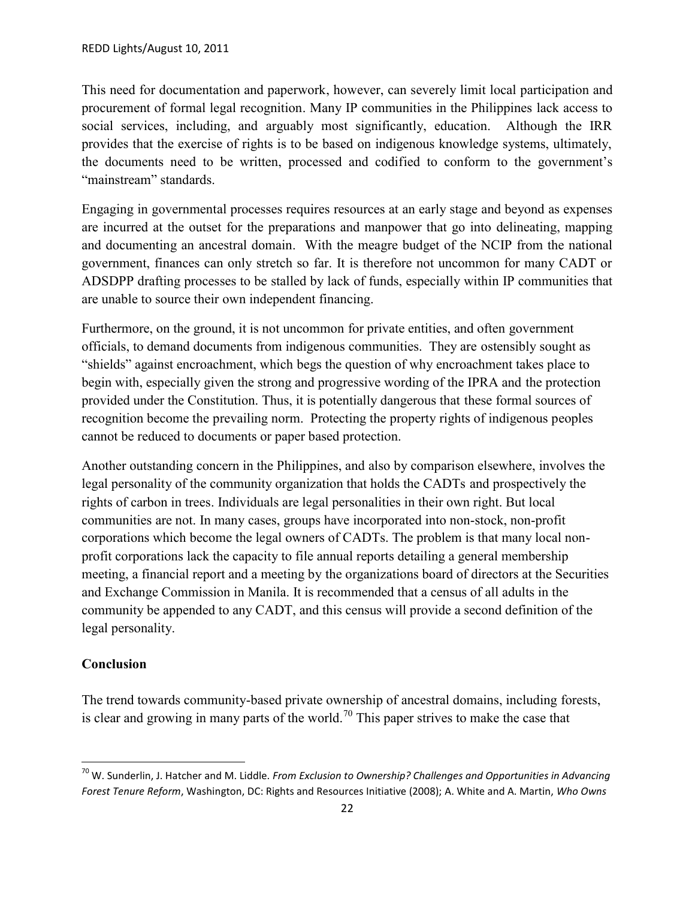This need for documentation and paperwork, however, can severely limit local participation and procurement of formal legal recognition. Many IP communities in the Philippines lack access to social services, including, and arguably most significantly, education. Although the IRR provides that the exercise of rights is to be based on indigenous knowledge systems, ultimately, the documents need to be written, processed and codified to conform to the government's "mainstream" standards.

Engaging in governmental processes requires resources at an early stage and beyond as expenses are incurred at the outset for the preparations and manpower that go into delineating, mapping and documenting an ancestral domain. With the meagre budget of the NCIP from the national government, finances can only stretch so far. It is therefore not uncommon for many CADT or ADSDPP drafting processes to be stalled by lack of funds, especially within IP communities that are unable to source their own independent financing.

Furthermore, on the ground, it is not uncommon for private entities, and often government officials, to demand documents from indigenous communities. They are ostensibly sought as "shields" against encroachment, which begs the question of why encroachment takes place to begin with, especially given the strong and progressive wording of the IPRA and the protection provided under the Constitution. Thus, it is potentially dangerous that these formal sources of recognition become the prevailing norm. Protecting the property rights of indigenous peoples cannot be reduced to documents or paper based protection.

Another outstanding concern in the Philippines, and also by comparison elsewhere, involves the legal personality of the community organization that holds the CADTs and prospectively the rights of carbon in trees. Individuals are legal personalities in their own right. But local communities are not. In many cases, groups have incorporated into non-stock, non-profit corporations which become the legal owners of CADTs. The problem is that many local non-profit corporations lack the capacity to file annual reports detailing a general membership meeting, a financial report and a meeting by the organizations board of directors at the Securities and Exchange Commission in Manila. It is recommended that a census of all adults in the community be appended to any CADT, and this census will provide a second definition of the legal personality.

## Conclusion

The trend towards community-based private ownership of ancestral domains, including forests, is clear and growing in many parts of the world.[70] This paper strives to make the case that

[70] W. Sunderlin, J. Hatcher and M. Liddle. *From Exclusion to Ownership? Challenges and Opportunities in Advancing Forest Tenure Reform*, Washington, DC: Rights and Resources Initiative (2008); A. White and A. Martin, *Who Owns*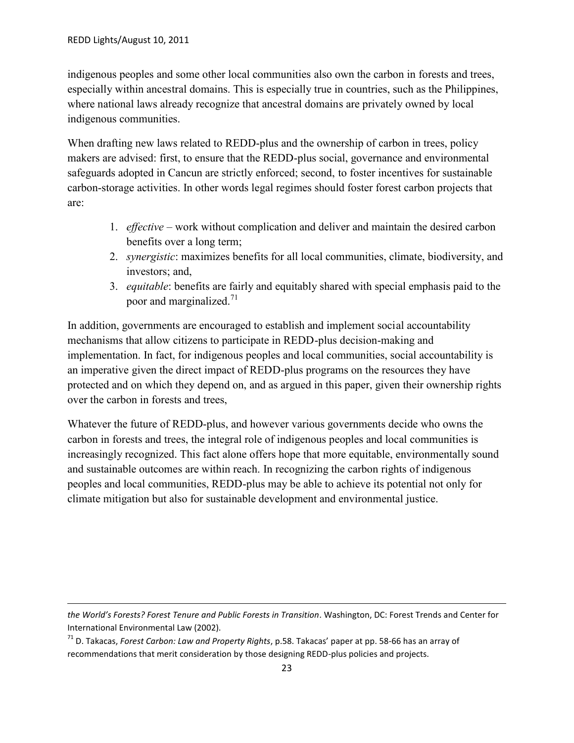indigenous peoples and some other local communities also own the carbon in forests and trees, especially within ancestral domains. This is especially true in countries, such as the Philippines, where national laws already recognize that ancestral domains are privately owned by local indigenous communities.

When drafting new laws related to REDD-plus and the ownership of carbon in trees, policy makers are advised: first, to ensure that the REDD-plus social, governance and environmental safeguards adopted in Cancun are strictly enforced; second, to foster incentives for sustainable carbon-storage activities. In other words legal regimes should foster forest carbon projects that are:

1. *effective* – work without complication and deliver and maintain the desired carbon benefits over a long term;
2. *synergistic*: maximizes benefits for all local communities, climate, biodiversity, and investors; and,
3. *equitable*: benefits are fairly and equitably shared with special emphasis paid to the poor and marginalized.[71]

In addition, governments are encouraged to establish and implement social accountability mechanisms that allow citizens to participate in REDD-plus decision-making and implementation. In fact, for indigenous peoples and local communities, social accountability is an imperative given the direct impact of REDD-plus programs on the resources they have protected and on which they depend on, and as argued in this paper, given their ownership rights over the carbon in forests and trees,

Whatever the future of REDD-plus, and however various governments decide who owns the carbon in forests and trees, the integral role of indigenous peoples and local communities is increasingly recognized. This fact alone offers hope that more equitable, environmentally sound and sustainable outcomes are within reach. In recognizing the carbon rights of indigenous peoples and local communities, REDD-plus may be able to achieve its potential not only for climate mitigation but also for sustainable development and environmental justice.

---

*the World's Forests? Forest Tenure and Public Forests in Transition*. Washington, DC: Forest Trends and Center for International Environmental Law (2002).

[71] D. Takacas, *Forest Carbon: Law and Property Rights*, p.58. Takacas' paper at pp. 58-66 has an array of recommendations that merit consideration by those designing REDD-plus policies and projects.